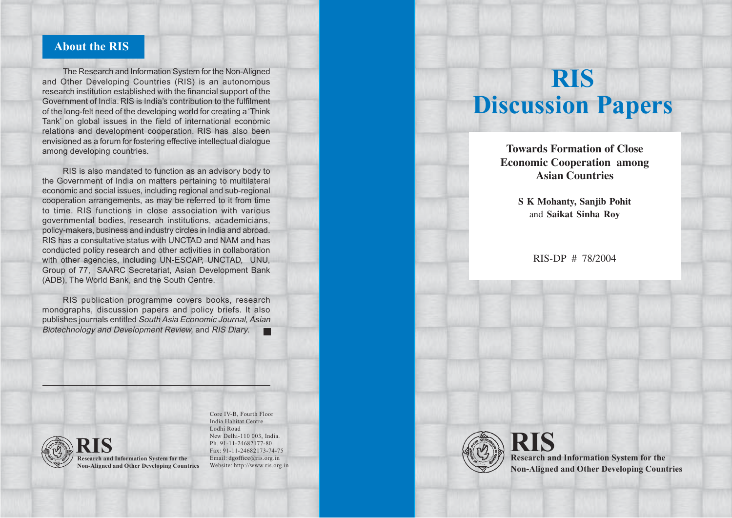# RIS Discussion Papers

## Towards Formation of Close Economic Cooperation among Asian Countries

**S K Mohanty, Sanjib Pohit** and **Saikat Sinha Roy**

RIS-DP # 78/2004

**RIS**
**Research and Information System for the Non-Aligned and Other Developing Countries**

## About the RIS

The Research and Information System for the Non-Aligned and Other Developing Countries (RIS) is an autonomous research institution established with the financial support of the Government of India. RIS is India's contribution to the fulfilment of the long-felt need of the developing world for creating a 'Think Tank' on global issues in the field of international economic relations and development cooperation. RIS has also been envisioned as a forum for fostering effective intellectual dialogue among developing countries.

RIS is also mandated to function as an advisory body to the Government of India on matters pertaining to multilateral economic and social issues, including regional and sub-regional cooperation arrangements, as may be referred to it from time to time. RIS functions in close association with various governmental bodies, research institutions, academicians, policy-makers, business and industry circles in India and abroad. RIS has a consultative status with UNCTAD and NAM and has conducted policy research and other activities in collaboration with other agencies, including UN-ESCAP, UNCTAD, UNU, Group of 77, SAARC Secretariat, Asian Development Bank (ADB), The World Bank, and the South Centre.

RIS publication programme covers books, research monographs, discussion papers and policy briefs. It also publishes journals entitled *South Asia Economic Journal*, *Asian Biotechnology and Development Review,* and *RIS Diary*.

---

**RIS**
**Research and Information System for the Non-Aligned and Other Developing Countries**

Core IV-B, Fourth Floor
India Habitat Centre
Lodhi Road
New Delhi-110 003, India.
Ph. 91-11-24682177-80
Fax: 91-11-24682173-74-75
Email: dgoffice@ris.org.in
Website: http://www.ris.org.in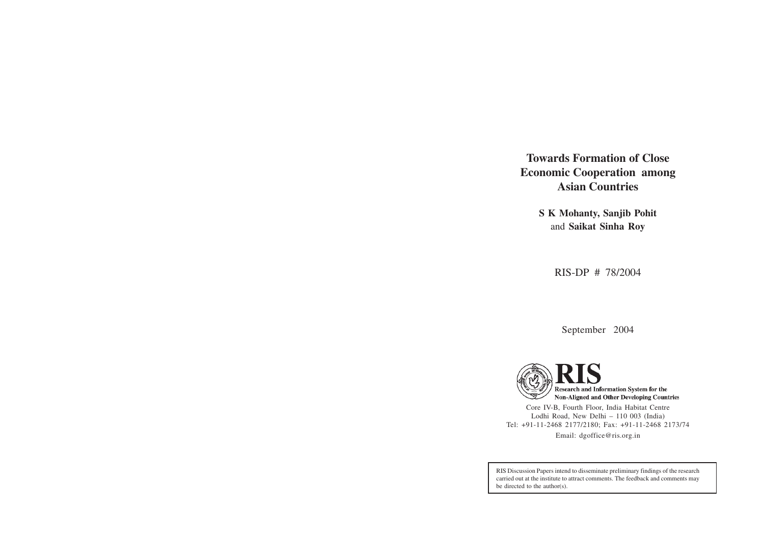# Towards Formation of Close Economic Cooperation among Asian Countries

**S K Mohanty, Sanjib Pohit** and **Saikat Sinha Roy**

RIS-DP # 78/2004

September 2004

**RIS**
Research and Information System for the Non-Aligned and Other Developing Countries

Core IV-B, Fourth Floor, India Habitat Centre
Lodhi Road, New Delhi – 110 003 (India)
Tel: +91-11-2468 2177/2180; Fax: +91-11-2468 2173/74
Email: dgoffice@ris.org.in

RIS Discussion Papers intend to disseminate preliminary findings of the research carried out at the institute to attract comments. The feedback and comments may be directed to the author(s).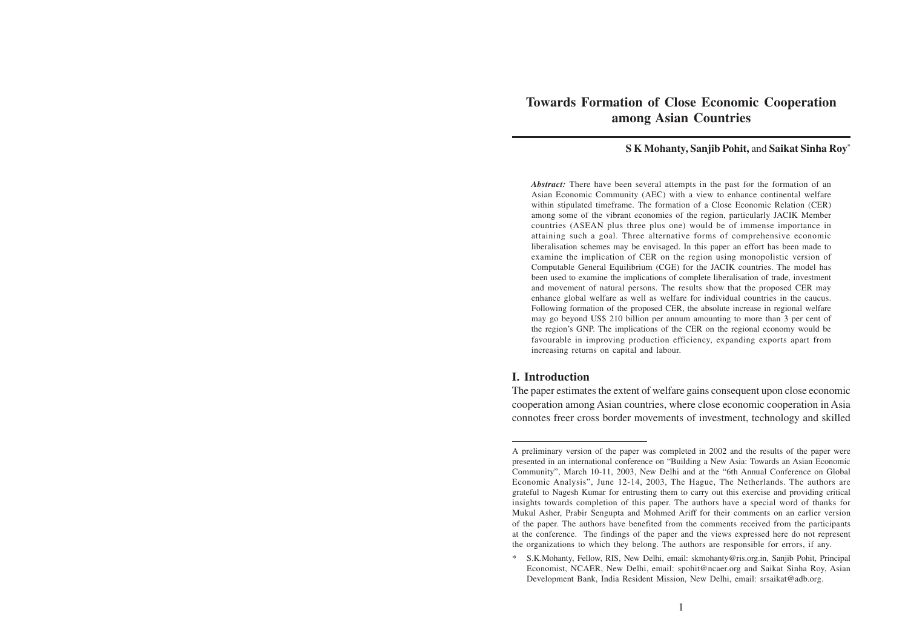# Towards Formation of Close Economic Cooperation among Asian Countries

**S K Mohanty, Sanjib Pohit,** and **Saikat Sinha Roy***

***Abstract:*** There have been several attempts in the past for the formation of an Asian Economic Community (AEC) with a view to enhance continental welfare within stipulated timeframe. The formation of a Close Economic Relation (CER) among some of the vibrant economies of the region, particularly JACIK Member countries (ASEAN plus three plus one) would be of immense importance in attaining such a goal. Three alternative forms of comprehensive economic liberalisation schemes may be envisaged. In this paper an effort has been made to examine the implication of CER on the region using monopolistic version of Computable General Equilibrium (CGE) for the JACIK countries. The model has been used to examine the implications of complete liberalisation of trade, investment and movement of natural persons. The results show that the proposed CER may enhance global welfare as well as welfare for individual countries in the caucus. Following formation of the proposed CER, the absolute increase in regional welfare may go beyond US$ 210 billion per annum amounting to more than 3 per cent of the region's GNP. The implications of the CER on the regional economy would be favourable in improving production efficiency, expanding exports apart from increasing returns on capital and labour.

## I. Introduction

The paper estimates the extent of welfare gains consequent upon close economic cooperation among Asian countries, where close economic cooperation in Asia connotes freer cross border movements of investment, technology and skilled

---

A preliminary version of the paper was completed in 2002 and the results of the paper were presented in an international conference on "Building a New Asia: Towards an Asian Economic Community", March 10-11, 2003, New Delhi and at the "6th Annual Conference on Global Economic Analysis", June 12-14, 2003, The Hague, The Netherlands. The authors are grateful to Nagesh Kumar for entrusting them to carry out this exercise and providing critical insights towards completion of this paper. The authors have a special word of thanks for Mukul Asher, Prabir Sengupta and Mohmed Ariff for their comments on an earlier version of the paper. The authors have benefited from the comments received from the participants at the conference. The findings of the paper and the views expressed here do not represent the organizations to which they belong. The authors are responsible for errors, if any.

\* S.K.Mohanty, Fellow, RIS, New Delhi, email: skmohanty@ris.org.in, Sanjib Pohit, Principal Economist, NCAER, New Delhi, email: spohit@ncaer.org and Saikat Sinha Roy, Asian Development Bank, India Resident Mission, New Delhi, email: srsaikat@adb.org.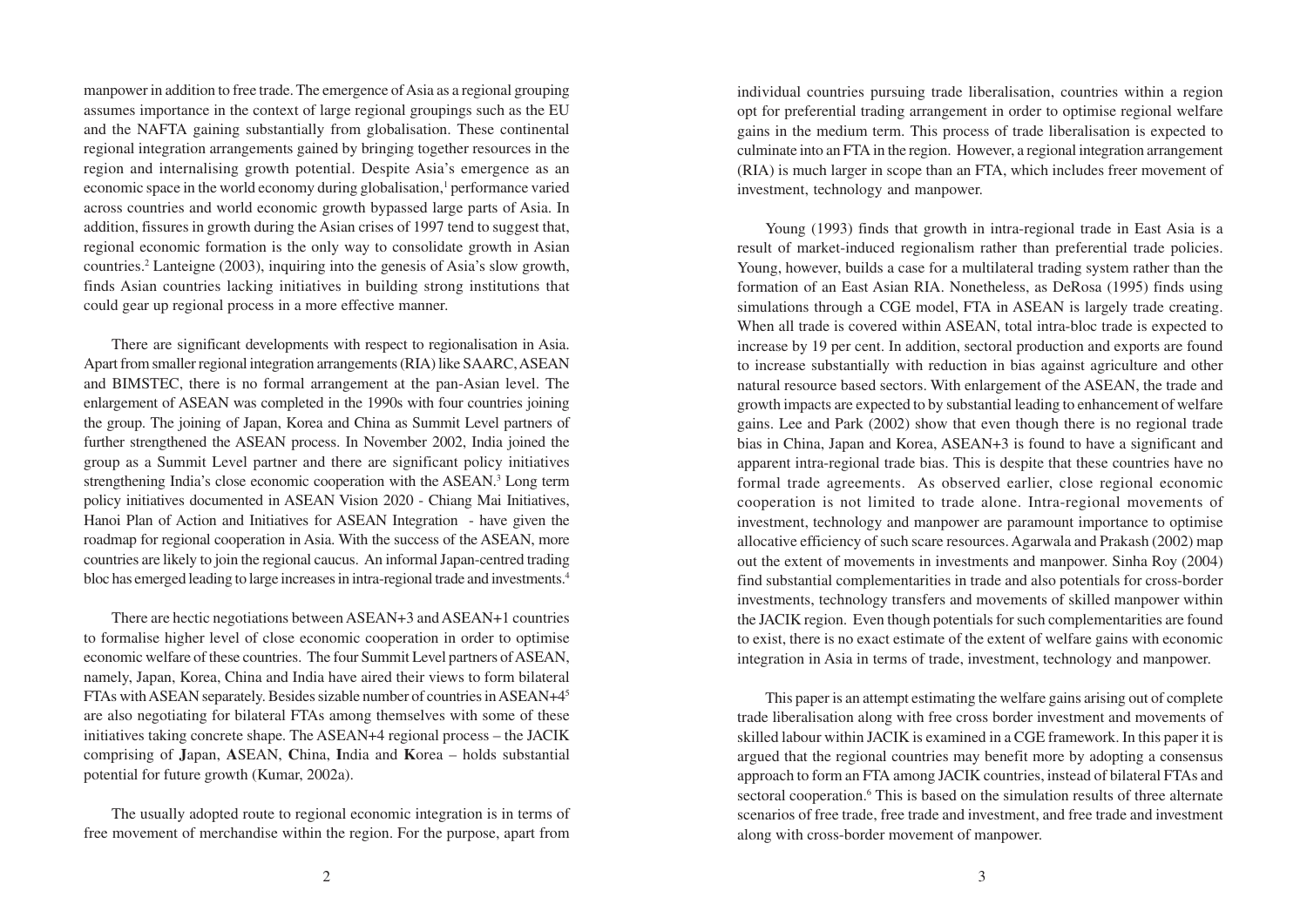manpower in addition to free trade. The emergence of Asia as a regional grouping assumes importance in the context of large regional groupings such as the EU and the NAFTA gaining substantially from globalisation. These continental regional integration arrangements gained by bringing together resources in the region and internalising growth potential. Despite Asia's emergence as an economic space in the world economy during globalisation,[1] performance varied across countries and world economic growth bypassed large parts of Asia. In addition, fissures in growth during the Asian crises of 1997 tend to suggest that, regional economic formation is the only way to consolidate growth in Asian countries.[2] Lanteigne (2003), inquiring into the genesis of Asia's slow growth, finds Asian countries lacking initiatives in building strong institutions that could gear up regional process in a more effective manner.

There are significant developments with respect to regionalisation in Asia. Apart from smaller regional integration arrangements (RIA) like SAARC, ASEAN and BIMSTEC, there is no formal arrangement at the pan-Asian level. The enlargement of ASEAN was completed in the 1990s with four countries joining the group. The joining of Japan, Korea and China as Summit Level partners of further strengthened the ASEAN process. In November 2002, India joined the group as a Summit Level partner and there are significant policy initiatives strengthening India's close economic cooperation with the ASEAN.[3] Long term policy initiatives documented in ASEAN Vision 2020 - Chiang Mai Initiatives, Hanoi Plan of Action and Initiatives for ASEAN Integration - have given the roadmap for regional cooperation in Asia. With the success of the ASEAN, more countries are likely to join the regional caucus. An informal Japan-centred trading bloc has emerged leading to large increases in intra-regional trade and investments.[4]

There are hectic negotiations between ASEAN+3 and ASEAN+1 countries to formalise higher level of close economic cooperation in order to optimise economic welfare of these countries. The four Summit Level partners of ASEAN, namely, Japan, Korea, China and India have aired their views to form bilateral FTAs with ASEAN separately. Besides sizable number of countries in ASEAN+4[5] are also negotiating for bilateral FTAs among themselves with some of these initiatives taking concrete shape. The ASEAN+4 regional process – the JACIK comprising of **J**apan, **A**SEAN, **C**hina, **I**ndia and **K**orea – holds substantial potential for future growth (Kumar, 2002a).

The usually adopted route to regional economic integration is in terms of free movement of merchandise within the region. For the purpose, apart from individual countries pursuing trade liberalisation, countries within a region opt for preferential trading arrangement in order to optimise regional welfare gains in the medium term. This process of trade liberalisation is expected to culminate into an FTA in the region. However, a regional integration arrangement (RIA) is much larger in scope than an FTA, which includes freer movement of investment, technology and manpower.

Young (1993) finds that growth in intra-regional trade in East Asia is a result of market-induced regionalism rather than preferential trade policies. Young, however, builds a case for a multilateral trading system rather than the formation of an East Asian RIA. Nonetheless, as DeRosa (1995) finds using simulations through a CGE model, FTA in ASEAN is largely trade creating. When all trade is covered within ASEAN, total intra-bloc trade is expected to increase by 19 per cent. In addition, sectoral production and exports are found to increase substantially with reduction in bias against agriculture and other natural resource based sectors. With enlargement of the ASEAN, the trade and growth impacts are expected to by substantial leading to enhancement of welfare gains. Lee and Park (2002) show that even though there is no regional trade bias in China, Japan and Korea, ASEAN+3 is found to have a significant and apparent intra-regional trade bias. This is despite that these countries have no formal trade agreements. As observed earlier, close regional economic cooperation is not limited to trade alone. Intra-regional movements of investment, technology and manpower are paramount importance to optimise allocative efficiency of such scare resources. Agarwala and Prakash (2002) map out the extent of movements in investments and manpower. Sinha Roy (2004) find substantial complementarities in trade and also potentials for cross-border investments, technology transfers and movements of skilled manpower within the JACIK region. Even though potentials for such complementarities are found to exist, there is no exact estimate of the extent of welfare gains with economic integration in Asia in terms of trade, investment, technology and manpower.

This paper is an attempt estimating the welfare gains arising out of complete trade liberalisation along with free cross border investment and movements of skilled labour within JACIK is examined in a CGE framework. In this paper it is argued that the regional countries may benefit more by adopting a consensus approach to form an FTA among JACIK countries, instead of bilateral FTAs and sectoral cooperation.[6] This is based on the simulation results of three alternate scenarios of free trade, free trade and investment, and free trade and investment along with cross-border movement of manpower.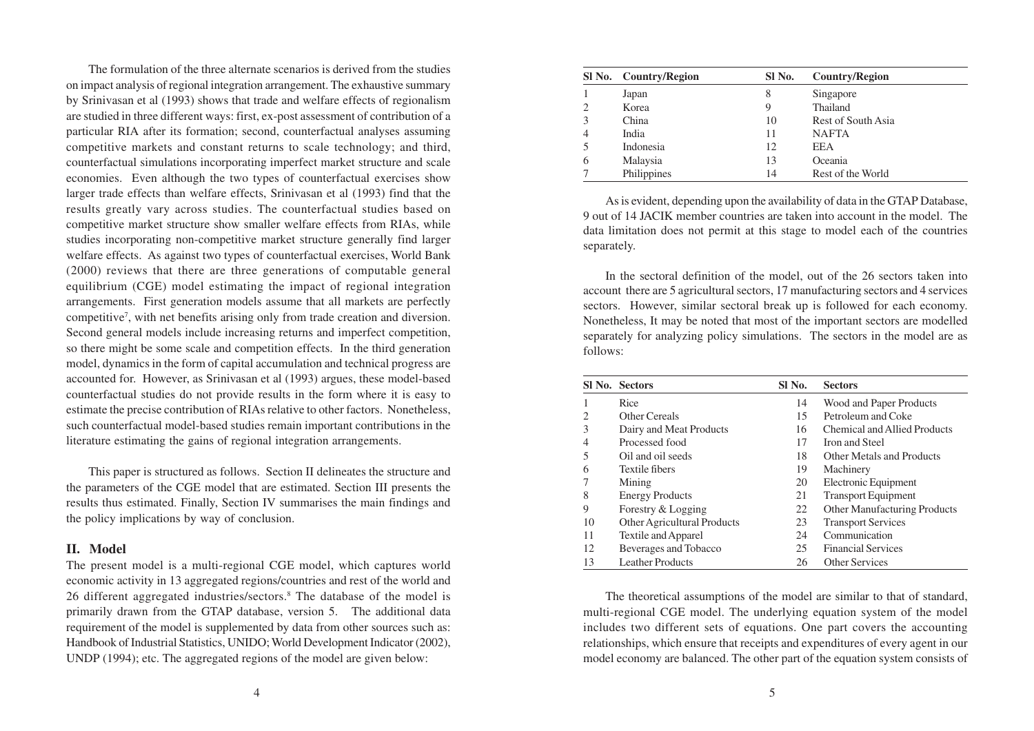The formulation of the three alternate scenarios is derived from the studies on impact analysis of regional integration arrangement. The exhaustive summary by Srinivasan et al (1993) shows that trade and welfare effects of regionalism are studied in three different ways: first, ex-post assessment of contribution of a particular RIA after its formation; second, counterfactual analyses assuming competitive markets and constant returns to scale technology; and third, counterfactual simulations incorporating imperfect market structure and scale economies. Even although the two types of counterfactual exercises show larger trade effects than welfare effects, Srinivasan et al (1993) find that the results greatly vary across studies. The counterfactual studies based on competitive market structure show smaller welfare effects from RIAs, while studies incorporating non-competitive market structure generally find larger welfare effects. As against two types of counterfactual exercises, World Bank (2000) reviews that there are three generations of computable general equilibrium (CGE) model estimating the impact of regional integration arrangements. First generation models assume that all markets are perfectly competitive[7], with net benefits arising only from trade creation and diversion. Second general models include increasing returns and imperfect competition, so there might be some scale and competition effects. In the third generation model, dynamics in the form of capital accumulation and technical progress are accounted for. However, as Srinivasan et al (1993) argues, these model-based counterfactual studies do not provide results in the form where it is easy to estimate the precise contribution of RIAs relative to other factors. Nonetheless, such counterfactual model-based studies remain important contributions in the literature estimating the gains of regional integration arrangements.

This paper is structured as follows. Section II delineates the structure and the parameters of the CGE model that are estimated. Section III presents the results thus estimated. Finally, Section IV summarises the main findings and the policy implications by way of conclusion.

## II. Model

The present model is a multi-regional CGE model, which captures world economic activity in 13 aggregated regions/countries and rest of the world and 26 different aggregated industries/sectors.[8] The database of the model is primarily drawn from the GTAP database, version 5. The additional data requirement of the model is supplemented by data from other sources such as: Handbook of Industrial Statistics, UNIDO; World Development Indicator (2002), UNDP (1994); etc. The aggregated regions of the model are given below:

| Sl No. | Country/Region | Sl No. | Country/Region |
|---|---|---|---|
| 1 | Japan | 8 | Singapore |
| 2 | Korea | 9 | Thailand |
| 3 | China | 10 | Rest of South Asia |
| 4 | India | 11 | NAFTA |
| 5 | Indonesia | 12 | EEA |
| 6 | Malaysia | 13 | Oceania |
| 7 | Philippines | 14 | Rest of the World |

As is evident, depending upon the availability of data in the GTAP Database, 9 out of 14 JACIK member countries are taken into account in the model. The data limitation does not permit at this stage to model each of the countries separately.

In the sectoral definition of the model, out of the 26 sectors taken into account there are 5 agricultural sectors, 17 manufacturing sectors and 4 services sectors. However, similar sectoral break up is followed for each economy. Nonetheless, It may be noted that most of the important sectors are modelled separately for analyzing policy simulations. The sectors in the model are as follows:

| Sl No. | Sectors | Sl No. | Sectors |
|---|---|---|---|
| 1 | Rice | 14 | Wood and Paper Products |
| 2 | Other Cereals | 15 | Petroleum and Coke |
| 3 | Dairy and Meat Products | 16 | Chemical and Allied Products |
| 4 | Processed food | 17 | Iron and Steel |
| 5 | Oil and oil seeds | 18 | Other Metals and Products |
| 6 | Textile fibers | 19 | Machinery |
| 7 | Mining | 20 | Electronic Equipment |
| 8 | Energy Products | 21 | Transport Equipment |
| 9 | Forestry & Logging | 22 | Other Manufacturing Products |
| 10 | Other Agricultural Products | 23 | Transport Services |
| 11 | Textile and Apparel | 24 | Communication |
| 12 | Beverages and Tobacco | 25 | Financial Services |
| 13 | Leather Products | 26 | Other Services |

The theoretical assumptions of the model are similar to that of standard, multi-regional CGE model. The underlying equation system of the model includes two different sets of equations. One part covers the accounting relationships, which ensure that receipts and expenditures of every agent in our model economy are balanced. The other part of the equation system consists of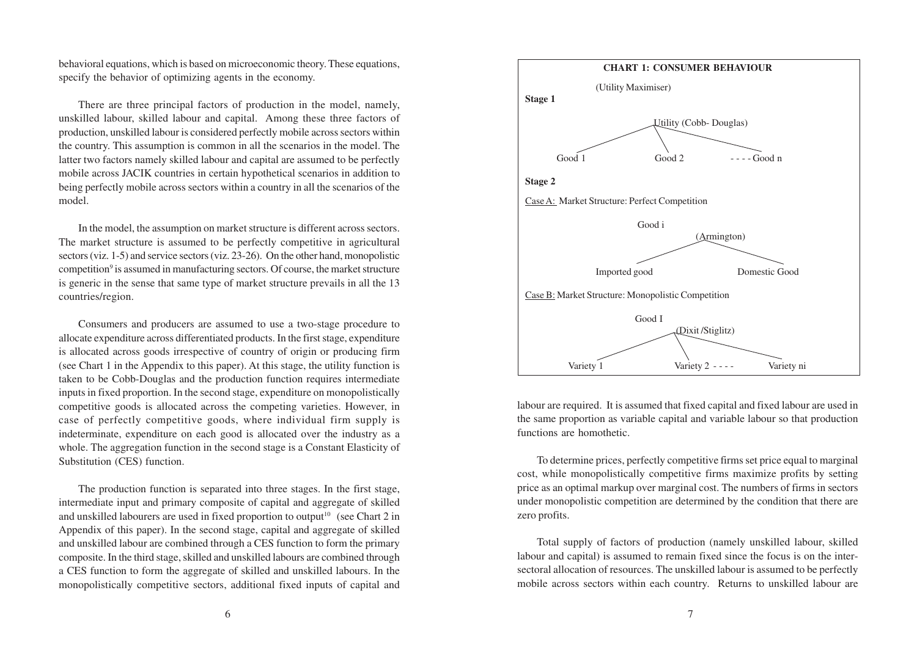behavioral equations, which is based on microeconomic theory. These equations, specify the behavior of optimizing agents in the economy.

There are three principal factors of production in the model, namely, unskilled labour, skilled labour and capital. Among these three factors of production, unskilled labour is considered perfectly mobile across sectors within the country. This assumption is common in all the scenarios in the model. The latter two factors namely skilled labour and capital are assumed to be perfectly mobile across JACIK countries in certain hypothetical scenarios in addition to being perfectly mobile across sectors within a country in all the scenarios of the model.

In the model, the assumption on market structure is different across sectors. The market structure is assumed to be perfectly competitive in agricultural sectors (viz. 1-5) and service sectors (viz. 23-26). On the other hand, monopolistic competition[9] is assumed in manufacturing sectors. Of course, the market structure is generic in the sense that same type of market structure prevails in all the 13 countries/region.

Consumers and producers are assumed to use a two-stage procedure to allocate expenditure across differentiated products. In the first stage, expenditure is allocated across goods irrespective of country of origin or producing firm (see Chart 1 in the Appendix to this paper). At this stage, the utility function is taken to be Cobb-Douglas and the production function requires intermediate inputs in fixed proportion. In the second stage, expenditure on monopolistically competitive goods is allocated across the competing varieties. However, in case of perfectly competitive goods, where individual firm supply is indeterminate, expenditure on each good is allocated over the industry as a whole. The aggregation function in the second stage is a Constant Elasticity of Substitution (CES) function.

The production function is separated into three stages. In the first stage, intermediate input and primary composite of capital and aggregate of skilled and unskilled labourers are used in fixed proportion to output[10] (see Chart 2 in Appendix of this paper). In the second stage, capital and aggregate of skilled and unskilled labour are combined through a CES function to form the primary composite. In the third stage, skilled and unskilled labours are combined through a CES function to form the aggregate of skilled and unskilled labours. In the monopolistically competitive sectors, additional fixed inputs of capital and labour are required. It is assumed that fixed capital and fixed labour are used in the same proportion as variable capital and variable labour so that production functions are homothetic.

**CHART 1: CONSUMER BEHAVIOUR**

(Utility Maximiser)

**Stage 1**

Utility (Cobb- Douglas)

Good 1 — Good 2 — - - - - Good n

**Stage 2**

Case A: Market Structure: Perfect Competition

Good i (Armington)

Imported good — Domestic Good

Case B: Market Structure: Monopolistic Competition

Good I (Dixit /Stiglitz)

Variety 1 — Variety 2 - - - - — Variety ni

To determine prices, perfectly competitive firms set price equal to marginal cost, while monopolistically competitive firms maximize profits by setting price as an optimal markup over marginal cost. The numbers of firms in sectors under monopolistic competition are determined by the condition that there are zero profits.

Total supply of factors of production (namely unskilled labour, skilled labour and capital) is assumed to remain fixed since the focus is on the inter-sectoral allocation of resources. The unskilled labour is assumed to be perfectly mobile across sectors within each country. Returns to unskilled labour are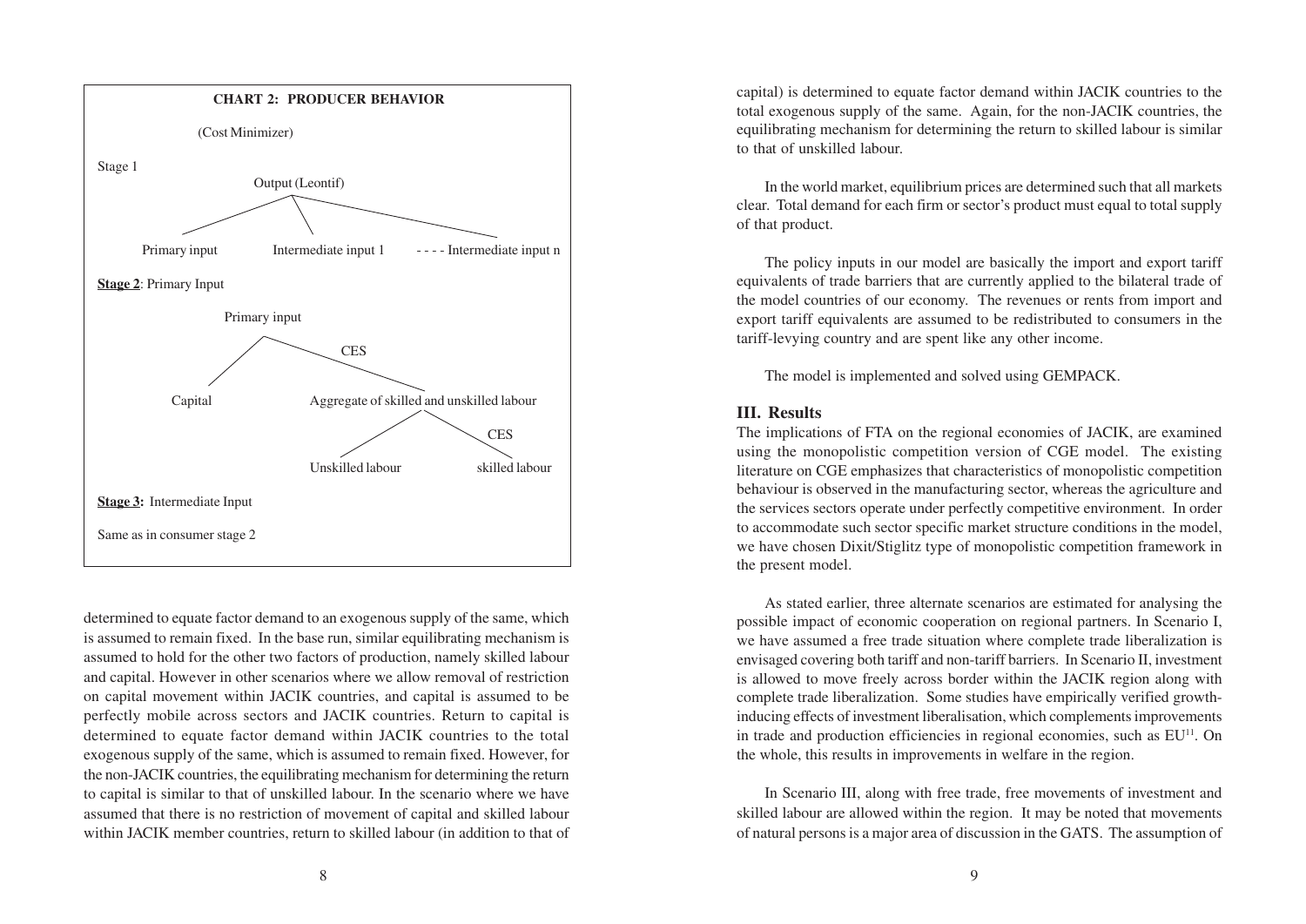**CHART 2: PRODUCER BEHAVIOR**

(Cost Minimizer)

Stage 1

Output (Leontif)

Primary input — Intermediate input 1 ---- Intermediate input n

**Stage 2**: Primary Input

Primary input

CES

Capital — Aggregate of skilled and unskilled labour

CES

Unskilled labour — skilled labour

**Stage 3:** Intermediate Input

Same as in consumer stage 2

determined to equate factor demand to an exogenous supply of the same, which is assumed to remain fixed. In the base run, similar equilibrating mechanism is assumed to hold for the other two factors of production, namely skilled labour and capital. However in other scenarios where we allow removal of restriction on capital movement within JACIK countries, and capital is assumed to be perfectly mobile across sectors and JACIK countries. Return to capital is determined to equate factor demand within JACIK countries to the total exogenous supply of the same, which is assumed to remain fixed. However, for the non-JACIK countries, the equilibrating mechanism for determining the return to capital is similar to that of unskilled labour. In the scenario where we have assumed that there is no restriction of movement of capital and skilled labour within JACIK member countries, return to skilled labour (in addition to that of capital) is determined to equate factor demand within JACIK countries to the total exogenous supply of the same. Again, for the non-JACIK countries, the equilibrating mechanism for determining the return to skilled labour is similar to that of unskilled labour.

In the world market, equilibrium prices are determined such that all markets clear. Total demand for each firm or sector's product must equal to total supply of that product.

The policy inputs in our model are basically the import and export tariff equivalents of trade barriers that are currently applied to the bilateral trade of the model countries of our economy. The revenues or rents from import and export tariff equivalents are assumed to be redistributed to consumers in the tariff-levying country and are spent like any other income.

The model is implemented and solved using GEMPACK.

## III. Results

The implications of FTA on the regional economies of JACIK, are examined using the monopolistic competition version of CGE model. The existing literature on CGE emphasizes that characteristics of monopolistic competition behaviour is observed in the manufacturing sector, whereas the agriculture and the services sectors operate under perfectly competitive environment. In order to accommodate such sector specific market structure conditions in the model, we have chosen Dixit/Stiglitz type of monopolistic competition framework in the present model.

As stated earlier, three alternate scenarios are estimated for analysing the possible impact of economic cooperation on regional partners. In Scenario I, we have assumed a free trade situation where complete trade liberalization is envisaged covering both tariff and non-tariff barriers. In Scenario II, investment is allowed to move freely across border within the JACIK region along with complete trade liberalization. Some studies have empirically verified growth-inducing effects of investment liberalisation, which complements improvements in trade and production efficiencies in regional economies, such as EU[11]. On the whole, this results in improvements in welfare in the region.

In Scenario III, along with free trade, free movements of investment and skilled labour are allowed within the region. It may be noted that movements of natural persons is a major area of discussion in the GATS. The assumption of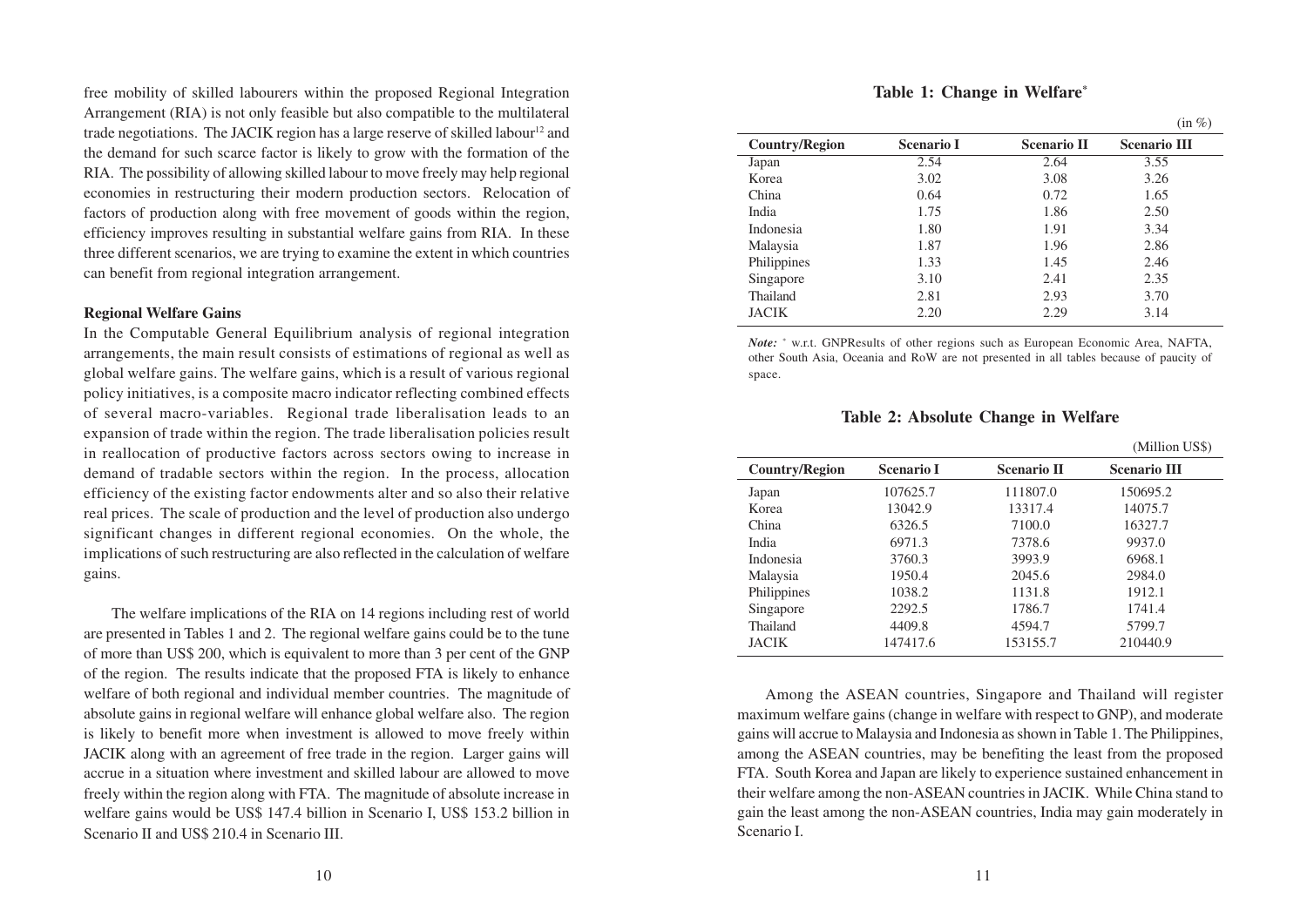free mobility of skilled labourers within the proposed Regional Integration Arrangement (RIA) is not only feasible but also compatible to the multilateral trade negotiations. The JACIK region has a large reserve of skilled labour[12] and the demand for such scarce factor is likely to grow with the formation of the RIA. The possibility of allowing skilled labour to move freely may help regional economies in restructuring their modern production sectors. Relocation of factors of production along with free movement of goods within the region, efficiency improves resulting in substantial welfare gains from RIA. In these three different scenarios, we are trying to examine the extent in which countries can benefit from regional integration arrangement.

**Regional Welfare Gains**

In the Computable General Equilibrium analysis of regional integration arrangements, the main result consists of estimations of regional as well as global welfare gains. The welfare gains, which is a result of various regional policy initiatives, is a composite macro indicator reflecting combined effects of several macro-variables. Regional trade liberalisation leads to an expansion of trade within the region. The trade liberalisation policies result in reallocation of productive factors across sectors owing to increase in demand of tradable sectors within the region. In the process, allocation efficiency of the existing factor endowments alter and so also their relative real prices. The scale of production and the level of production also undergo significant changes in different regional economies. On the whole, the implications of such restructuring are also reflected in the calculation of welfare gains.

The welfare implications of the RIA on 14 regions including rest of world are presented in Tables 1 and 2. The regional welfare gains could be to the tune of more than US$ 200, which is equivalent to more than 3 per cent of the GNP of the region. The results indicate that the proposed FTA is likely to enhance welfare of both regional and individual member countries. The magnitude of absolute gains in regional welfare will enhance global welfare also. The region is likely to benefit more when investment is allowed to move freely within JACIK along with an agreement of free trade in the region. Larger gains will accrue in a situation where investment and skilled labour are allowed to move freely within the region along with FTA. The magnitude of absolute increase in welfare gains would be US$ 147.4 billion in Scenario I, US$ 153.2 billion in Scenario II and US$ 210.4 in Scenario III.

**Table 1: Change in Welfare***

(in %)

| Country/Region | Scenario I | Scenario II | Scenario III |
|---|---|---|---|
| Japan | 2.54 | 2.64 | 3.55 |
| Korea | 3.02 | 3.08 | 3.26 |
| China | 0.64 | 0.72 | 1.65 |
| India | 1.75 | 1.86 | 2.50 |
| Indonesia | 1.80 | 1.91 | 3.34 |
| Malaysia | 1.87 | 1.96 | 2.86 |
| Philippines | 1.33 | 1.45 | 2.46 |
| Singapore | 3.10 | 2.41 | 2.35 |
| Thailand | 2.81 | 2.93 | 3.70 |
| JACIK | 2.20 | 2.29 | 3.14 |

*Note:* * w.r.t. GNPResults of other regions such as European Economic Area, NAFTA, other South Asia, Oceania and RoW are not presented in all tables because of paucity of space.

**Table 2: Absolute Change in Welfare**

(Million US$)

| Country/Region | Scenario I | Scenario II | Scenario III |
|---|---|---|---|
| Japan | 107625.7 | 111807.0 | 150695.2 |
| Korea | 13042.9 | 13317.4 | 14075.7 |
| China | 6326.5 | 7100.0 | 16327.7 |
| India | 6971.3 | 7378.6 | 9937.0 |
| Indonesia | 3760.3 | 3993.9 | 6968.1 |
| Malaysia | 1950.4 | 2045.6 | 2984.0 |
| Philippines | 1038.2 | 1131.8 | 1912.1 |
| Singapore | 2292.5 | 1786.7 | 1741.4 |
| Thailand | 4409.8 | 4594.7 | 5799.7 |
| JACIK | 147417.6 | 153155.7 | 210440.9 |

Among the ASEAN countries, Singapore and Thailand will register maximum welfare gains (change in welfare with respect to GNP), and moderate gains will accrue to Malaysia and Indonesia as shown in Table 1. The Philippines, among the ASEAN countries, may be benefiting the least from the proposed FTA. South Korea and Japan are likely to experience sustained enhancement in their welfare among the non-ASEAN countries in JACIK. While China stand to gain the least among the non-ASEAN countries, India may gain moderately in Scenario I.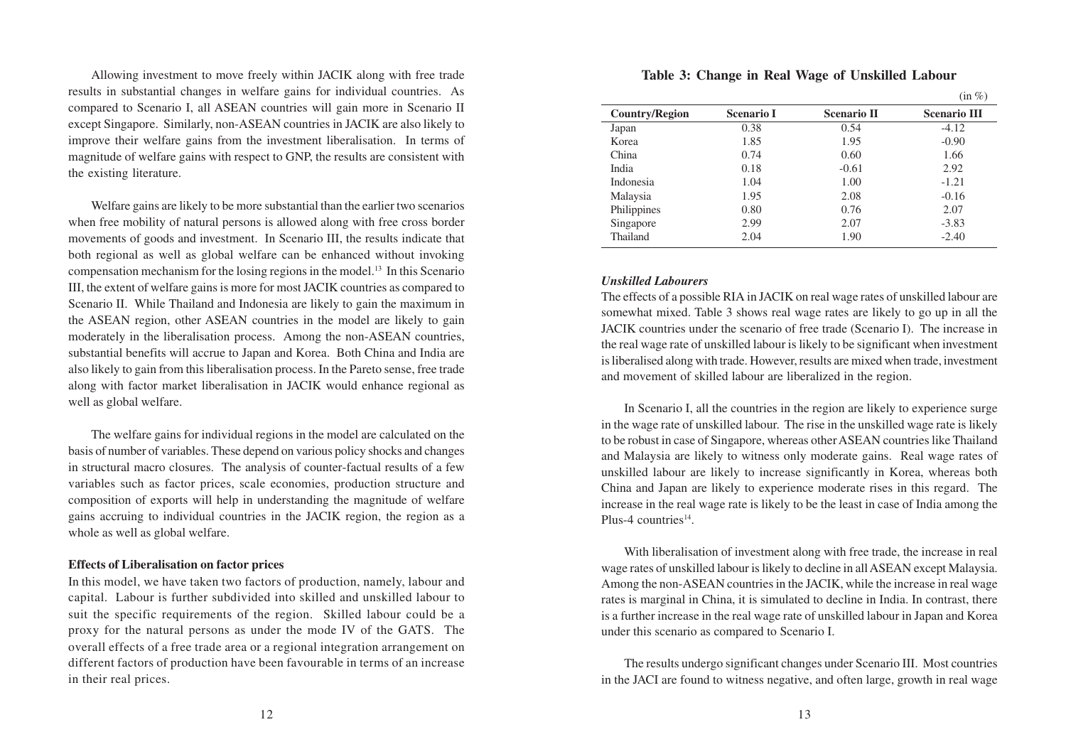Allowing investment to move freely within JACIK along with free trade results in substantial changes in welfare gains for individual countries. As compared to Scenario I, all ASEAN countries will gain more in Scenario II except Singapore. Similarly, non-ASEAN countries in JACIK are also likely to improve their welfare gains from the investment liberalisation. In terms of magnitude of welfare gains with respect to GNP, the results are consistent with the existing literature.

Welfare gains are likely to be more substantial than the earlier two scenarios when free mobility of natural persons is allowed along with free cross border movements of goods and investment. In Scenario III, the results indicate that both regional as well as global welfare can be enhanced without invoking compensation mechanism for the losing regions in the model.[13] In this Scenario III, the extent of welfare gains is more for most JACIK countries as compared to Scenario II. While Thailand and Indonesia are likely to gain the maximum in the ASEAN region, other ASEAN countries in the model are likely to gain moderately in the liberalisation process. Among the non-ASEAN countries, substantial benefits will accrue to Japan and Korea. Both China and India are also likely to gain from this liberalisation process. In the Pareto sense, free trade along with factor market liberalisation in JACIK would enhance regional as well as global welfare.

The welfare gains for individual regions in the model are calculated on the basis of number of variables. These depend on various policy shocks and changes in structural macro closures. The analysis of counter-factual results of a few variables such as factor prices, scale economies, production structure and composition of exports will help in understanding the magnitude of welfare gains accruing to individual countries in the JACIK region, the region as a whole as well as global welfare.

**Effects of Liberalisation on factor prices**

In this model, we have taken two factors of production, namely, labour and capital. Labour is further subdivided into skilled and unskilled labour to suit the specific requirements of the region. Skilled labour could be a proxy for the natural persons as under the mode IV of the GATS. The overall effects of a free trade area or a regional integration arrangement on different factors of production have been favourable in terms of an increase in their real prices.

**Table 3: Change in Real Wage of Unskilled Labour**

(in %)

| Country/Region | Scenario I | Scenario II | Scenario III |
|---|---|---|---|
| Japan | 0.38 | 0.54 | -4.12 |
| Korea | 1.85 | 1.95 | -0.90 |
| China | 0.74 | 0.60 | 1.66 |
| India | 0.18 | -0.61 | 2.92 |
| Indonesia | 1.04 | 1.00 | -1.21 |
| Malaysia | 1.95 | 2.08 | -0.16 |
| Philippines | 0.80 | 0.76 | 2.07 |
| Singapore | 2.99 | 2.07 | -3.83 |
| Thailand | 2.04 | 1.90 | -2.40 |

***Unskilled Labourers***

The effects of a possible RIA in JACIK on real wage rates of unskilled labour are somewhat mixed. Table 3 shows real wage rates are likely to go up in all the JACIK countries under the scenario of free trade (Scenario I). The increase in the real wage rate of unskilled labour is likely to be significant when investment is liberalised along with trade. However, results are mixed when trade, investment and movement of skilled labour are liberalized in the region.

In Scenario I, all the countries in the region are likely to experience surge in the wage rate of unskilled labour. The rise in the unskilled wage rate is likely to be robust in case of Singapore, whereas other ASEAN countries like Thailand and Malaysia are likely to witness only moderate gains. Real wage rates of unskilled labour are likely to increase significantly in Korea, whereas both China and Japan are likely to experience moderate rises in this regard. The increase in the real wage rate is likely to be the least in case of India among the Plus-4 countries[14].

With liberalisation of investment along with free trade, the increase in real wage rates of unskilled labour is likely to decline in all ASEAN except Malaysia. Among the non-ASEAN countries in the JACIK, while the increase in real wage rates is marginal in China, it is simulated to decline in India. In contrast, there is a further increase in the real wage rate of unskilled labour in Japan and Korea under this scenario as compared to Scenario I.

The results undergo significant changes under Scenario III. Most countries in the JACI are found to witness negative, and often large, growth in real wage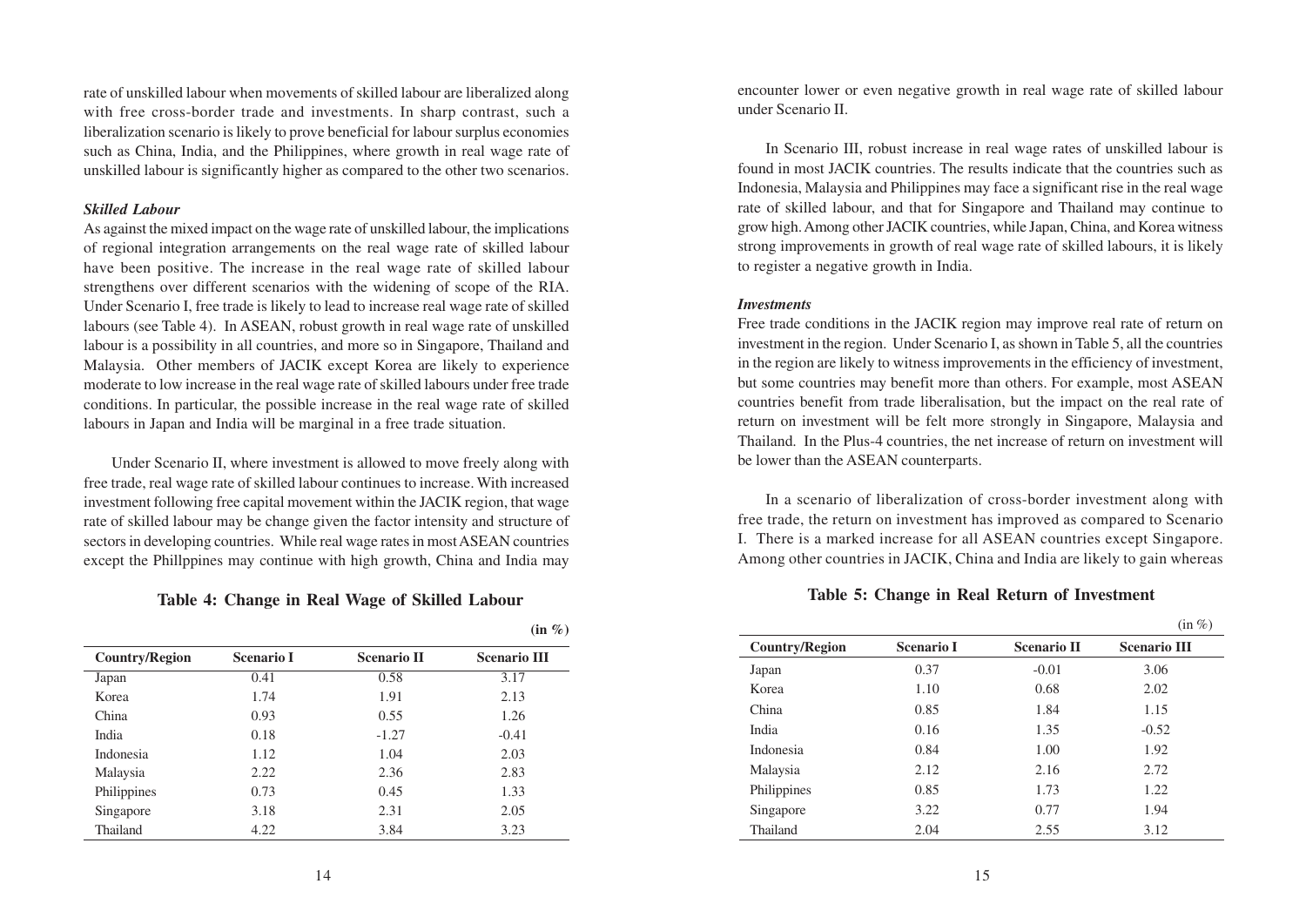rate of unskilled labour when movements of skilled labour are liberalized along with free cross-border trade and investments. In sharp contrast, such a liberalization scenario is likely to prove beneficial for labour surplus economies such as China, India, and the Philippines, where growth in real wage rate of unskilled labour is significantly higher as compared to the other two scenarios.

***Skilled Labour***

As against the mixed impact on the wage rate of unskilled labour, the implications of regional integration arrangements on the real wage rate of skilled labour have been positive. The increase in the real wage rate of skilled labour strengthens over different scenarios with the widening of scope of the RIA. Under Scenario I, free trade is likely to lead to increase real wage rate of skilled labours (see Table 4). In ASEAN, robust growth in real wage rate of unskilled labour is a possibility in all countries, and more so in Singapore, Thailand and Malaysia. Other members of JACIK except Korea are likely to experience moderate to low increase in the real wage rate of skilled labours under free trade conditions. In particular, the possible increase in the real wage rate of skilled labours in Japan and India will be marginal in a free trade situation.

Under Scenario II, where investment is allowed to move freely along with free trade, real wage rate of skilled labour continues to increase. With increased investment following free capital movement within the JACIK region, that wage rate of skilled labour may be change given the factor intensity and structure of sectors in developing countries. While real wage rates in most ASEAN countries except the Phillppines may continue with high growth, China and India may encounter lower or even negative growth in real wage rate of skilled labour under Scenario II.

**Table 4: Change in Real Wage of Skilled Labour**

**(in %)**

| Country/Region | Scenario I | Scenario II | Scenario III |
|---|---|---|---|
| Japan | 0.41 | 0.58 | 3.17 |
| Korea | 1.74 | 1.91 | 2.13 |
| China | 0.93 | 0.55 | 1.26 |
| India | 0.18 | -1.27 | -0.41 |
| Indonesia | 1.12 | 1.04 | 2.03 |
| Malaysia | 2.22 | 2.36 | 2.83 |
| Philippines | 0.73 | 0.45 | 1.33 |
| Singapore | 3.18 | 2.31 | 2.05 |
| Thailand | 4.22 | 3.84 | 3.23 |

In Scenario III, robust increase in real wage rates of unskilled labour is found in most JACIK countries. The results indicate that the countries such as Indonesia, Malaysia and Philippines may face a significant rise in the real wage rate of skilled labour, and that for Singapore and Thailand may continue to grow high. Among other JACIK countries, while Japan, China, and Korea witness strong improvements in growth of real wage rate of skilled labours, it is likely to register a negative growth in India.

***Investments***

Free trade conditions in the JACIK region may improve real rate of return on investment in the region. Under Scenario I, as shown in Table 5, all the countries in the region are likely to witness improvements in the efficiency of investment, but some countries may benefit more than others. For example, most ASEAN countries benefit from trade liberalisation, but the impact on the real rate of return on investment will be felt more strongly in Singapore, Malaysia and Thailand. In the Plus-4 countries, the net increase of return on investment will be lower than the ASEAN counterparts.

In a scenario of liberalization of cross-border investment along with free trade, the return on investment has improved as compared to Scenario I. There is a marked increase for all ASEAN countries except Singapore. Among other countries in JACIK, China and India are likely to gain whereas

**Table 5: Change in Real Return of Investment**

(in %)

| Country/Region | Scenario I | Scenario II | Scenario III |
|---|---|---|---|
| Japan | 0.37 | -0.01 | 3.06 |
| Korea | 1.10 | 0.68 | 2.02 |
| China | 0.85 | 1.84 | 1.15 |
| India | 0.16 | 1.35 | -0.52 |
| Indonesia | 0.84 | 1.00 | 1.92 |
| Malaysia | 2.12 | 2.16 | 2.72 |
| Philippines | 0.85 | 1.73 | 1.22 |
| Singapore | 3.22 | 0.77 | 1.94 |
| Thailand | 2.04 | 2.55 | 3.12 |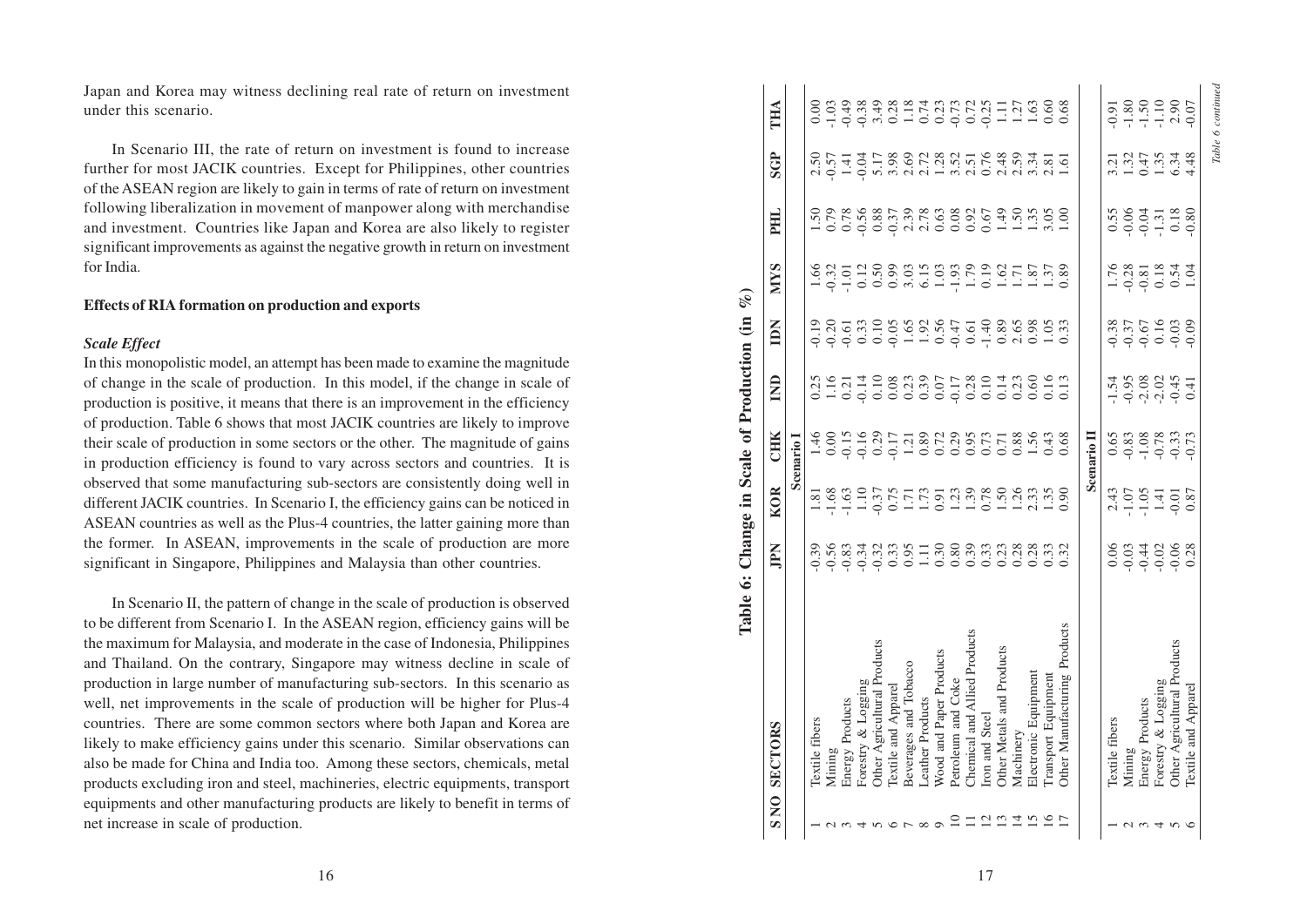Japan and Korea may witness declining real rate of return on investment under this scenario.

In Scenario III, the rate of return on investment is found to increase further for most JACIK countries. Except for Philippines, other countries of the ASEAN region are likely to gain in terms of rate of return on investment following liberalization in movement of manpower along with merchandise and investment. Countries like Japan and Korea are also likely to register significant improvements as against the negative growth in return on investment for India.

### Effects of RIA formation on production and exports

#### *Scale Effect*

In this monopolistic model, an attempt has been made to examine the magnitude of change in the scale of production. In this model, if the change in scale of production is positive, it means that there is an improvement in the efficiency of production. Table 6 shows that most JACIK countries are likely to improve their scale of production in some sectors or the other. The magnitude of gains in production efficiency is found to vary across sectors and countries. It is observed that some manufacturing sub-sectors are consistently doing well in different JACIK countries. In Scenario I, the efficiency gains can be noticed in ASEAN countries as well as the Plus-4 countries, the latter gaining more than the former. In ASEAN, improvements in the scale of production are more significant in Singapore, Philippines and Malaysia than other countries.

In Scenario II, the pattern of change in the scale of production is observed to be different from Scenario I. In the ASEAN region, efficiency gains will be the maximum for Malaysia, and moderate in the case of Indonesia, Philippines and Thailand. On the contrary, Singapore may witness decline in scale of production in large number of manufacturing sub-sectors. In this scenario as well, net improvements in the scale of production will be higher for Plus-4 countries. There are some common sectors where both Japan and Korea are likely to make efficiency gains under this scenario. Similar observations can also be made for China and India too. Among these sectors, chemicals, metal products excluding iron and steel, machineries, electric equipments, transport equipments and other manufacturing products are likely to benefit in terms of net increase in scale of production.

**Table 6: Change in Scale of Production (in %)**

| S NO | SECTORS | JPN | KOR | CHK | IND | IDN | MYS | PHL | SGP | THA |
|---|---|---|---|---|---|---|---|---|---|---|
| | | | | **Scenario I** | | | | | | |
| 1 | Textile fibers | -0.39 | 1.81 | 1.46 | 0.25 | -0.19 | 1.66 | 1.50 | 2.50 | 0.00 |
| 2 | Mining | -0.56 | -1.68 | 0.00 | 1.16 | -0.20 | -0.32 | 0.79 | -0.57 | -1.03 |
| 3 | Energy Products | -0.83 | -1.63 | -0.15 | 0.21 | -0.61 | -1.01 | 0.78 | 1.41 | -0.49 |
| 4 | Forestry & Logging | -0.34 | 1.10 | -0.16 | -0.14 | 0.33 | 0.12 | -0.56 | -0.04 | -0.38 |
| 5 | Other Agricultural Products | -0.32 | -0.37 | 0.29 | 0.10 | 0.10 | 0.50 | 0.88 | 5.17 | 3.49 |
| 6 | Textile and Apparel | 0.33 | 0.75 | -0.17 | 0.08 | -0.05 | 0.99 | -0.37 | 3.98 | 0.28 |
| 7 | Beverages and Tobacco | 0.95 | 1.71 | 1.21 | 0.23 | 1.65 | 3.03 | 2.39 | 2.69 | 1.18 |
| 8 | Leather Products | 1.11 | 1.73 | 0.89 | 0.39 | 1.92 | 6.15 | 2.78 | 2.72 | 0.74 |
| 9 | Wood and Paper Products | 0.30 | 0.91 | 0.72 | 0.07 | 0.56 | 1.03 | 0.63 | 1.28 | 0.23 |
| 10 | Petroleum and Coke | 0.80 | 1.23 | 0.29 | -0.17 | -0.47 | -1.93 | 0.08 | 3.52 | -0.73 |
| 11 | Chemical and Allied Products | 0.39 | 1.39 | 0.95 | 0.28 | 0.61 | 1.79 | 0.92 | 2.51 | 0.72 |
| 12 | Iron and Steel | 0.33 | 0.78 | 0.73 | 0.10 | -1.40 | 0.19 | 0.67 | 0.76 | -0.25 |
| 13 | Other Metals and Products | 0.23 | 1.50 | 0.71 | 0.14 | 0.89 | 1.62 | 1.49 | 2.48 | 1.11 |
| 14 | Machinery | 0.28 | 1.26 | 0.88 | 0.23 | 2.65 | 1.71 | 1.50 | 2.59 | 1.27 |
| 15 | Electronic Equipment | 0.28 | 2.33 | 1.56 | 0.60 | 0.98 | 1.87 | 1.35 | 3.34 | 1.63 |
| 16 | Transport Equipment | 0.33 | 1.35 | 0.43 | 0.16 | 1.05 | 1.37 | 3.05 | 2.81 | 0.60 |
| 17 | Other Manufacturing Products | 0.32 | 0.90 | 0.68 | 0.13 | 0.33 | 0.89 | 1.00 | 1.61 | 0.68 |
| | | | | **Scenario II** | | | | | | |
| 1 | Textile fibers | 0.06 | 2.43 | 0.65 | -1.54 | -0.38 | 1.76 | 0.55 | 3.21 | -0.91 |
| 2 | Mining | -0.03 | -1.07 | -0.83 | -0.95 | -0.37 | -0.28 | -0.06 | 1.32 | -1.80 |
| 3 | Energy Products | -0.44 | -1.05 | -1.08 | -2.08 | -0.67 | -0.81 | -0.04 | 0.47 | -1.50 |
| 4 | Forestry & Logging | -0.02 | 1.41 | -0.78 | -2.02 | 0.16 | 0.18 | -1.31 | 1.35 | -1.10 |
| 5 | Other Agricultural Products | -0.06 | -0.01 | -0.33 | -0.45 | -0.03 | 0.54 | 0.18 | 6.34 | 2.90 |
| 6 | Textile and Apparel | 0.28 | 0.87 | -0.73 | 0.41 | -0.09 | 1.04 | -0.80 | 4.48 | -0.07 |

*Table 6 continued*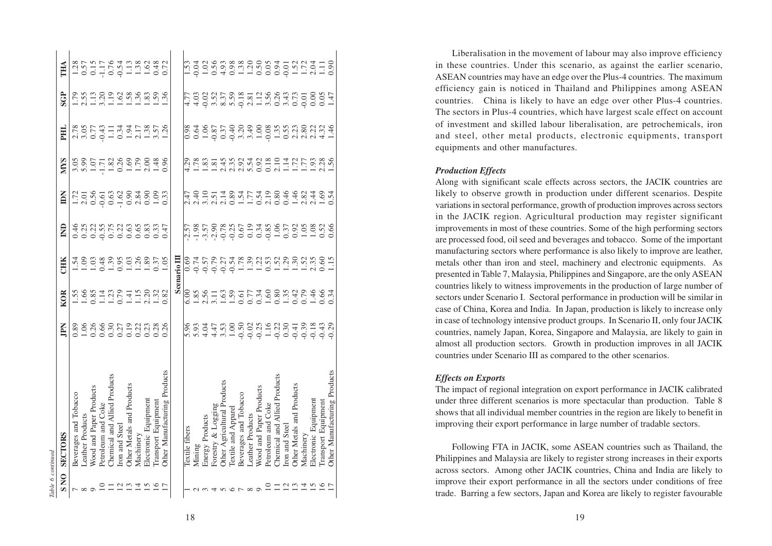*Table 6 continued*

| S NO | SECTORS | JPN | KOR | CHK | IND | IDN | MYS | PHL | SGP | THA |
|---|---|---|---|---|---|---|---|---|---|---|
| 7 | Beverages and Tobacco | 0.89 | 1.55 | 1.54 | 0.46 | 1.72 | 3.05 | 2.78 | 1.79 | 1.28 |
| 8 | Leather Products | 1.06 | 1.66 | 1.09 | 0.25 | 2.01 | 5.99 | 3.05 | 2.55 | 0.57 |
| 9 | Wood and Paper Products | 0.26 | 0.85 | 1.03 | 0.22 | 0.56 | 1.07 | 0.77 | 1.13 | 0.15 |
| 10 | Petroleum and Coke | 0.66 | 1.14 | 0.48 | -0.55 | -0.61 | -1.71 | -0.43 | 3.20 | -1.17 |
| 11 | Chemical and Allied Products | 0.30 | 1.23 | 1.39 | 0.75 | 0.63 | 1.82 | 1.11 | 1.19 | 0.76 |
| 12 | Iron and Steel | 0.27 | 0.79 | 0.95 | 0.22 | -1.62 | 0.26 | 0.34 | 1.62 | -0.54 |
| 13 | Other Metals and Products | 0.19 | 1.41 | 1.03 | 0.63 | 0.90 | 1.69 | 1.94 | 1.58 | 1.13 |
| 14 | Machinery | 0.22 | 1.15 | 1.26 | 0.65 | 2.84 | 1.79 | 2.17 | 1.36 | 1.38 |
| 15 | Electronic Equipment | 0.23 | 2.20 | 1.89 | 0.83 | 0.90 | 2.00 | 1.38 | 1.83 | 1.62 |
| 16 | Transport Equipment | 0.28 | 1.32 | 0.37 | 0.33 | 1.09 | 1.48 | 3.57 | 1.59 | 0.48 |
| 17 | Other Manufacturing Products | 0.26 | 0.82 | 1.05 | 0.47 | 0.33 | 0.96 | 1.26 | 1.36 | 0.72 |
| | **Scenario III** | | | | | | | | | |
| 1 | Textile fibers | 5.96 | 6.00 | 0.69 | -2.57 | 2.47 | 4.29 | 0.98 | 4.77 | 1.53 |
| 2 | Mining | 5.93 | 1.85 | -0.74 | -1.98 | 2.40 | 1.78 | 0.64 | 4.03 | -0.04 |
| 3 | Energy Products | 4.04 | 2.56 | -0.57 | -3.57 | 3.10 | 1.83 | 1.06 | -0.02 | 1.02 |
| 4 | Forestry & Logging | 4.47 | 3.11 | -0.79 | -2.90 | 2.51 | 1.81 | -0.87 | 3.52 | 0.56 |
| 5 | Other Agricultural Products | 3.53 | 1.63 | -0.27 | -0.78 | 2.14 | 2.45 | 0.37 | 8.37 | 4.93 |
| 6 | Textile and Apparel | 1.00 | 1.59 | -0.54 | -0.25 | 0.89 | 2.35 | -0.40 | 5.59 | 0.98 |
| 7 | Beverages and Tobacco | -0.50 | 0.61 | 1.78 | 0.67 | 1.54 | 2.92 | 3.20 | -0.18 | 1.38 |
| 8 | Leather Products | -0.02 | 0.77 | 1.39 | 0.19 | 1.77 | 5.54 | 3.49 | 2.81 | 1.20 |
| 9 | Wood and Paper Products | -0.25 | 0.34 | 1.22 | 0.34 | 0.54 | 0.92 | 1.00 | 1.12 | 0.50 |
| 10 | Petroleum and Coke | 1.16 | 1.60 | 0.53 | -0.85 | 2.19 | 0.18 | -0.08 | 3.56 | 0.05 |
| 11 | Chemical and Allied Products | -0.22 | 0.80 | 1.52 | 1.06 | 0.80 | 2.10 | 1.35 | 0.26 | 0.94 |
| 12 | Iron and Steel | 0.30 | 1.35 | 1.29 | 0.37 | 0.46 | 1.14 | 0.55 | 3.43 | -0.01 |
| 13 | Other Metals and Products | -0.41 | 0.42 | 1.30 | 0.92 | 1.46 | 1.72 | 2.23 | 0.73 | 1.52 |
| 14 | Machinery | -0.39 | 0.79 | 1.52 | 1.05 | 2.82 | 1.77 | 2.80 | -0.01 | 1.72 |
| 15 | Electronic Equipment | -0.18 | 1.46 | 2.35 | 1.08 | 2.44 | 1.93 | 2.22 | 0.00 | 2.04 |
| 16 | Transport Equipment | -0.43 | 0.66 | 0.60 | 0.52 | 1.69 | 2.28 | 4.32 | 0.05 | 1.11 |
| 17 | Other Manufacturing Products | -0.29 | 0.34 | 1.15 | 0.66 | 0.54 | 1.56 | 1.46 | 1.47 | 0.90 |

Liberalisation in the movement of labour may also improve efficiency in these countries. Under this scenario, as against the earlier scenario, ASEAN countries may have an edge over the Plus-4 countries. The maximum efficiency gain is noticed in Thailand and Philippines among ASEAN countries. China is likely to have an edge over other Plus-4 countries. The sectors in Plus-4 countries, which have largest scale effect on account of investment and skilled labour liberalisation, are petrochemicals, iron and steel, other metal products, electronic equipments, transport equipments and other manufactures.

### *Production Effects*

Along with significant scale effects across sectors, the JACIK countries are likely to observe growth in production under different scenarios. Despite variations in sectoral performance, growth of production improves across sectors in the JACIK region. Agricultural production may register significant improvements in most of these countries. Some of the high performing sectors are processed food, oil seed and beverages and tobacco. Some of the important manufacturing sectors where performance is also likely to improve are leather, metals other than iron and steel, machinery and electronic equipments. As presented in Table 7, Malaysia, Philippines and Singapore, are the only ASEAN countries likely to witness improvements in the production of large number of sectors under Scenario I. Sectoral performance in production will be similar in case of China, Korea and India. In Japan, production is likely to increase only in case of technology intensive product groups. In Scenario II, only four JACIK countries, namely Japan, Korea, Singapore and Malaysia, are likely to gain in almost all production sectors. Growth in production improves in all JACIK countries under Scenario III as compared to the other scenarios.

### *Effects on Exports*

The impact of regional integration on export performance in JACIK calibrated under three different scenarios is more spectacular than production. Table 8 shows that all individual member countries in the region are likely to benefit in improving their export performance in large number of tradable sectors.

Following FTA in JACIK, some ASEAN countries such as Thailand, the Philippines and Malaysia are likely to register strong increases in their exports across sectors. Among other JACIK countries, China and India are likely to improve their export performance in all the sectors under conditions of free trade. Barring a few sectors, Japan and Korea are likely to register favourable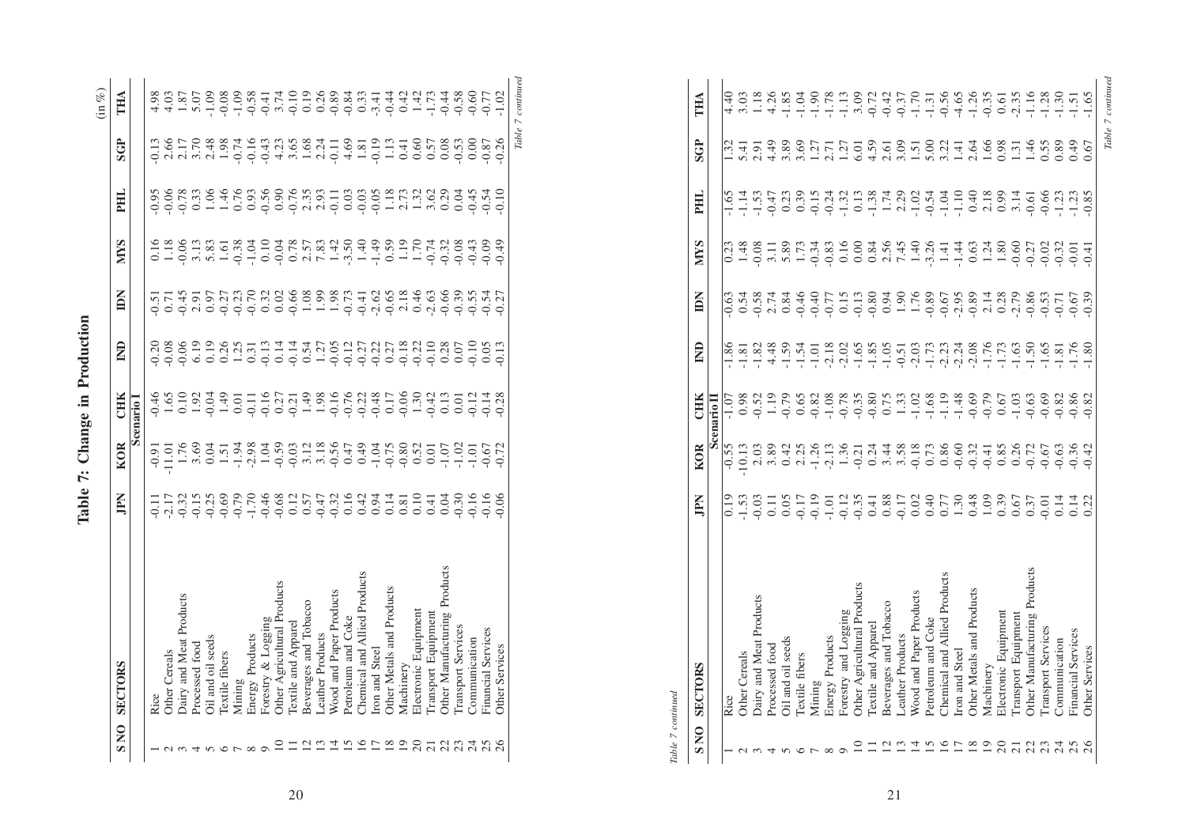# Table 7: Change in Production

(in %)

| S NO | SECTORS | JPN | KOR | CHK | IND | IDN | MYS | PHL | SGP | THA |
|---|---|---|---|---|---|---|---|---|---|---|
| | | | | Scenario I | | | | | | |
| 1 | Rice | -0.11 | -0.91 | -0.46 | -0.20 | -0.51 | 0.16 | -0.95 | -0.13 | 4.98 |
| 2 | Other Cereals | -2.17 | -11.01 | 1.65 | -0.08 | 0.71 | 1.18 | -0.06 | 2.66 | 4.03 |
| 3 | Dairy and Meat Products | -0.32 | 1.76 | 0.10 | -0.06 | -0.45 | -0.06 | -0.78 | 2.17 | 1.87 |
| 4 | Processed food | -0.15 | 3.69 | 1.92 | 6.19 | 2.91 | 3.13 | 0.33 | 3.70 | 5.07 |
| 5 | Oil and oil seeds | -0.25 | 0.04 | -0.04 | 0.19 | 0.97 | 5.83 | 1.06 | 2.48 | -1.09 |
| 6 | Textile fibers | -0.69 | 1.51 | 1.49 | 0.26 | -0.27 | 1.61 | 1.46 | 1.98 | -0.08 |
| 7 | Mining | -0.79 | -1.94 | 0.01 | 1.25 | -0.23 | -0.38 | 0.76 | -0.74 | -1.09 |
| 8 | Energy Products | -1.70 | -2.98 | -0.11 | 0.31 | -0.70 | -1.04 | 0.93 | -0.16 | -0.58 |
| 9 | Forestry & Logging | -0.46 | 1.04 | -0.16 | -0.13 | 0.32 | 0.10 | -0.56 | -0.43 | -0.41 |
| 10 | Other Agricultural Products | -0.68 | -0.59 | 0.27 | 0.14 | 0.02 | -0.04 | 0.90 | 4.23 | 3.74 |
| 11 | Textile and Apparel | 0.12 | -0.03 | -0.21 | -0.14 | -0.66 | 0.78 | -0.76 | 3.65 | -0.10 |
| 12 | Beverages and Tobacco | 0.57 | 3.12 | 1.49 | 0.54 | 1.08 | 2.57 | 2.35 | 1.68 | 0.19 |
| 13 | Leather Products | -0.47 | 3.18 | 1.98 | 1.27 | 1.99 | 7.83 | 2.93 | 2.24 | 0.26 |
| 14 | Wood and Paper Products | -0.32 | -0.56 | -0.16 | -0.05 | 1.98 | 1.42 | -0.11 | -0.11 | -0.89 |
| 15 | Petroleum and Coke | 0.16 | 0.47 | -0.76 | -0.12 | -0.73 | -3.50 | 0.03 | 4.69 | -0.84 |
| 16 | Chemical and Allied Products | 0.42 | 0.49 | -0.22 | -0.27 | -0.41 | 1.40 | -0.03 | 1.81 | 0.33 |
| 17 | Iron and Steel | 0.94 | -1.04 | -0.48 | -0.22 | -2.62 | -1.49 | -0.05 | -0.19 | -3.41 |
| 18 | Other Metals and Products | 0.14 | -0.75 | 0.17 | 0.27 | -0.65 | 0.59 | 1.18 | 1.13 | -0.44 |
| 19 | Machinery | 0.81 | -0.80 | -0.06 | -0.18 | 2.18 | 1.19 | 2.73 | 0.41 | 0.42 |
| 20 | Electronic Equipment | 0.10 | 0.52 | 1.30 | -0.22 | 0.46 | 1.70 | 1.32 | 0.60 | 1.42 |
| 21 | Transport Equipment | 0.41 | 0.01 | -0.42 | -0.10 | -2.63 | -0.74 | 3.62 | 0.57 | -1.73 |
| 22 | Other Manufacturing Products | 0.04 | -1.07 | 0.13 | 0.28 | -0.66 | -0.32 | 0.29 | 0.08 | -0.44 |
| 23 | Transport Services | -0.30 | -1.02 | 0.01 | 0.07 | -0.39 | -0.08 | 0.04 | -0.53 | -0.58 |
| 24 | Communication | -0.16 | -1.01 | -0.12 | -0.10 | -0.55 | -0.43 | -0.45 | 0.00 | -0.60 |
| 25 | Financial Services | -0.16 | -0.67 | -0.14 | 0.05 | -0.54 | -0.09 | -0.54 | -0.87 | -0.77 |
| 26 | Other Services | -0.06 | -0.72 | -0.28 | -0.13 | -0.27 | -0.49 | -0.10 | -0.26 | -1.02 |

*Table 7 continued*

*Table 7 continued*

| S NO | SECTORS | JPN | KOR | CHK | IND | IDN | MYS | PHL | SGP | THA |
|---|---|---|---|---|---|---|---|---|---|---|
| | | | | Scenario II | | | | | | |
| 1 | Rice | 0.19 | -0.55 | -1.07 | -1.86 | -0.63 | 0.23 | -1.65 | 1.32 | 4.40 |
| 2 | Other Cereals | -1.53 | -10.13 | 0.98 | -1.81 | 0.54 | 1.48 | -1.14 | 5.41 | 3.03 |
| 3 | Dairy and Meat Products | -0.03 | 2.03 | -0.52 | -1.82 | -0.58 | -0.08 | -1.53 | 2.91 | 1.18 |
| 4 | Processed food | 0.11 | 3.89 | 1.19 | 4.48 | 2.74 | 3.11 | -0.47 | 4.49 | 4.26 |
| 5 | Oil and oil seeds | 0.05 | 0.42 | -0.79 | -1.59 | 0.84 | 5.89 | 0.23 | 3.89 | -1.85 |
| 6 | Textile fibers | -0.17 | 2.25 | 0.65 | -1.54 | -0.46 | 1.73 | 0.39 | 3.69 | -1.04 |
| 7 | Mining | -0.19 | -1.26 | -0.82 | -1.01 | -0.40 | -0.34 | -0.15 | 1.27 | -1.90 |
| 8 | Energy Products | -1.01 | -2.13 | -1.08 | -2.18 | -0.77 | -0.83 | -0.24 | 2.71 | -1.78 |
| 9 | Forestry and Logging | -0.12 | 1.36 | -0.78 | -2.02 | 0.15 | 0.16 | -1.32 | 1.27 | -1.13 |
| 10 | Other Agricultural Products | -0.35 | -0.21 | -0.35 | -1.65 | -0.13 | 0.00 | 0.13 | 6.01 | 3.09 |
| 11 | Textile and Apparel | 0.41 | 0.24 | -0.80 | -1.85 | -0.80 | 0.84 | -1.38 | 4.59 | -0.72 |
| 12 | Beverages and Tobacco | 0.88 | 3.44 | 0.75 | -1.05 | 0.94 | 2.56 | 1.74 | 2.61 | -0.42 |
| 13 | Leather Products | -0.17 | 3.58 | 1.33 | -0.51 | 1.90 | 7.45 | 2.29 | 3.09 | -0.37 |
| 14 | Wood and Paper Products | 0.02 | -0.18 | -1.02 | -2.03 | 1.76 | 1.40 | -1.02 | 1.51 | -1.70 |
| 15 | Petroleum and Coke | 0.40 | 0.73 | -1.68 | -1.73 | -0.89 | -3.26 | -0.54 | 5.00 | -1.31 |
| 16 | Chemical and Allied Products | 0.77 | 0.86 | -1.19 | -2.23 | -0.67 | 1.41 | -1.04 | 3.22 | -0.56 |
| 17 | Iron and Steel | 1.30 | -0.60 | -1.48 | -2.24 | -2.95 | -1.44 | -1.10 | 1.41 | -4.65 |
| 18 | Other Metals and Products | 0.48 | -0.32 | -0.69 | -2.08 | -0.89 | 0.63 | 0.40 | 2.64 | -1.26 |
| 19 | Machinery | 1.09 | -0.41 | -0.79 | -1.76 | 2.14 | 1.24 | 2.18 | 1.66 | -0.35 |
| 20 | Electronic Equipment | 0.39 | 0.85 | 0.67 | -1.73 | 0.28 | 1.80 | 0.99 | 0.98 | 0.61 |
| 21 | Transport Equipment | 0.67 | 0.26 | -1.03 | -1.63 | -2.79 | -0.60 | 3.14 | 1.31 | -2.35 |
| 22 | Other Manufacturing Products | 0.37 | -0.72 | -0.63 | -1.50 | -0.86 | -0.27 | -0.61 | 1.46 | -1.16 |
| 23 | Transport Services | -0.01 | -0.67 | -0.69 | -1.65 | -0.53 | -0.02 | -0.66 | 0.55 | -1.28 |
| 24 | Communication | 0.14 | -0.63 | -0.82 | -1.81 | -0.71 | -0.32 | -1.23 | 0.89 | -1.30 |
| 25 | Financial Services | 0.14 | -0.36 | -0.86 | -1.76 | -0.67 | -0.01 | -1.23 | 0.49 | -1.51 |
| 26 | Other Services | 0.22 | -0.42 | -0.82 | -1.80 | -0.39 | -0.41 | -0.85 | 0.67 | -1.65 |

*Table 7 continued*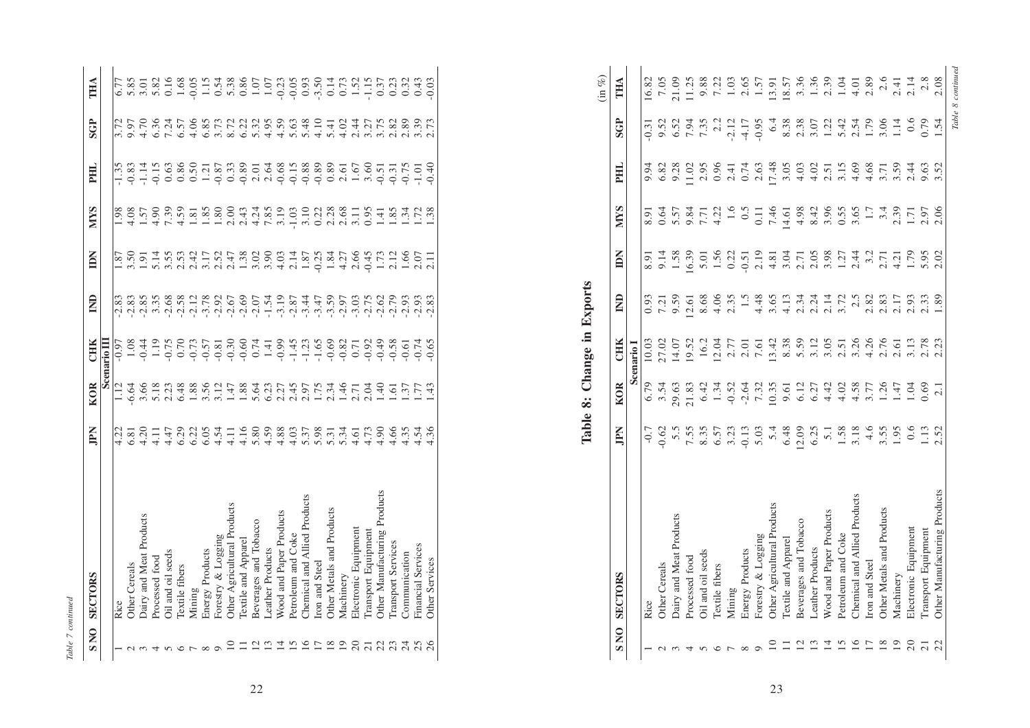*Table 7 continued*

| S NO | SECTORS | JPN | KOR | CHK | IND | IDN | MYS | PHL | SGP | THA |
|---|---|---|---|---|---|---|---|---|---|---|
| | | | | Scenario III | | | | | | |
| 1 | Rice | 4.22 | 1.12 | -0.97 | -2.83 | 1.87 | 1.98 | -1.35 | 3.72 | 6.77 |
| 2 | Other Cereals | 6.81 | -6.64 | 1.08 | -2.83 | 3.50 | 4.08 | -0.83 | 9.97 | 5.85 |
| 3 | Dairy and Meat Products | 4.20 | 3.66 | -0.44 | -2.85 | 1.91 | 1.57 | -1.14 | 4.70 | 3.01 |
| 4 | Processed food | 4.11 | 5.18 | 1.19 | 3.35 | 5.14 | 4.90 | -0.15 | 6.36 | 5.82 |
| 5 | Oil and oil seeds | 4.47 | 2.23 | -0.75 | -2.68 | 3.55 | 7.39 | 0.63 | 7.24 | 0.16 |
| 6 | Textile fibers | 6.29 | 6.48 | 0.70 | -2.58 | 2.53 | 4.59 | 0.86 | 6.57 | 1.68 |
| 7 | Mining | 6.22 | 1.88 | -0.73 | -2.12 | 2.42 | 1.81 | 0.50 | 4.06 | -0.05 |
| 8 | Energy Products | 6.05 | 3.56 | -0.57 | -3.78 | 3.17 | 1.85 | 1.21 | 6.85 | 1.15 |
| 9 | Forestry & Logging | 4.54 | 3.12 | -0.81 | -2.92 | 2.52 | 1.80 | -0.87 | 3.73 | 0.54 |
| 10 | Other Agricultural Products | 4.11 | 1.47 | -0.30 | -2.67 | 2.47 | 2.00 | 0.33 | 8.72 | 5.38 |
| 11 | Textile and Apparel | 4.16 | 1.88 | -0.60 | -2.69 | 1.38 | 2.43 | -0.89 | 6.22 | 0.86 |
| 12 | Beverages and Tobacco | 5.80 | 5.64 | 0.74 | -2.07 | 3.02 | 4.24 | 2.01 | 5.32 | 1.07 |
| 13 | Leather Products | 4.59 | 6.23 | 1.41 | -1.54 | 3.90 | 7.85 | 2.64 | 4.95 | 1.07 |
| 14 | Wood and Paper Products | 4.88 | 2.27 | -0.99 | -3.19 | 4.03 | 3.19 | -0.68 | 4.59 | -0.23 |
| 15 | Petroleum and Coke | 4.03 | 2.45 | -1.45 | -2.87 | 2.14 | -1.03 | -0.15 | 5.63 | -0.05 |
| 16 | Chemical and Allied Products | 5.37 | 2.97 | -1.23 | -3.44 | 1.87 | 3.10 | -0.88 | 5.48 | 0.93 |
| 17 | Iron and Steel | 5.98 | 1.75 | -1.65 | -3.47 | -0.25 | 0.22 | -0.89 | 4.10 | -3.50 |
| 18 | Other Metals and Products | 5.31 | 2.34 | -0.69 | -3.59 | 1.84 | 2.28 | 0.89 | 5.41 | 0.14 |
| 19 | Machinery | 5.34 | 1.46 | -0.82 | -2.97 | 4.27 | 2.68 | 2.61 | 4.02 | 0.73 |
| 20 | Electronic Equipment | 4.61 | 2.71 | 0.71 | -3.03 | 2.66 | 3.11 | 1.67 | 2.44 | 1.52 |
| 21 | Transport Equipment | 4.73 | 2.04 | -0.92 | -2.75 | -0.45 | 0.95 | 3.60 | 3.27 | -1.15 |
| 22 | Other Manufacturing Products | 4.90 | 1.40 | -0.49 | -2.62 | 1.73 | 1.41 | -0.51 | 3.75 | 0.37 |
| 23 | Transport Services | 4.66 | 1.61 | -0.58 | -2.79 | 2.12 | 1.85 | -0.31 | 2.82 | 0.23 |
| 24 | Communication | 4.35 | 1.37 | -0.61 | -2.93 | 1.66 | 1.34 | -0.75 | 2.89 | 0.32 |
| 25 | Financial Services | 4.54 | 1.77 | -0.74 | -2.93 | 2.07 | 1.72 | -1.01 | 3.39 | 0.43 |
| 26 | Other Services | 4.36 | 1.43 | -0.65 | -2.83 | 2.11 | 1.38 | -0.40 | 2.73 | -0.03 |

## Table 8: Change in Exports

(in %)

| S NO | SECTORS | JPN | KOR | CHK | IND | IDN | MYS | PHL | SGP | THA |
|---|---|---|---|---|---|---|---|---|---|---|
| | | | Scenario I | | | | | | | |
| 1 | Rice | -0.7 | 6.79 | 10.03 | 0.93 | 8.91 | 8.91 | 9.94 | -0.31 | 16.82 |
| 2 | Other Cereals | -0.62 | 3.54 | 27.02 | 7.21 | 9.14 | 0.64 | 6.82 | 9.52 | 7.05 |
| 3 | Dairy and Meat Products | 5.5 | 29.63 | 14.07 | 9.59 | 1.58 | 5.57 | 9.28 | 6.52 | 21.09 |
| 4 | Processed food | 7.55 | 21.83 | 19.52 | 12.61 | 16.39 | 9.84 | 11.02 | 7.94 | 11.25 |
| 5 | Oil and oil seeds | 8.35 | 6.42 | 16.2 | 8.68 | 5.01 | 7.71 | 2.95 | 7.35 | 9.88 |
| 6 | Textile fibers | 6.57 | 1.34 | 12.04 | 4.06 | 1.56 | 4.22 | 0.96 | 2.2 | 7.22 |
| 7 | Mining | 3.23 | -0.52 | 2.77 | 2.35 | 0.22 | 1.6 | 2.41 | -2.12 | 1.03 |
| 8 | Energy Products | -0.13 | -2.64 | 2.01 | 1.5 | -0.51 | 0.5 | 0.74 | -4.17 | 2.65 |
| 9 | Forestry & Logging | 5.03 | 7.32 | 7.61 | 4.48 | 2.19 | 0.11 | 2.63 | -0.95 | 1.57 |
| 10 | Other Agricultural Products | 5.4 | 10.35 | 13.42 | 3.65 | 4.81 | 7.46 | 17.48 | 6.4 | 13.91 |
| 11 | Textile and Apparel | 6.48 | 9.61 | 8.38 | 4.13 | 3.04 | 14.61 | 3.05 | 8.38 | 18.57 |
| 12 | Beverages and Tobacco | 12.09 | 6.12 | 5.59 | 2.34 | 2.71 | 4.98 | 4.03 | 2.38 | 3.36 |
| 13 | Leather Products | 6.25 | 6.27 | 3.12 | 2.24 | 2.05 | 8.42 | 4.02 | 3.07 | 1.36 |
| 14 | Wood and Paper Products | 5.1 | 4.42 | 3.05 | 2.14 | 3.98 | 3.96 | 2.51 | 1.22 | 2.39 |
| 15 | Petroleum and Coke | 1.58 | 4.02 | 2.51 | 3.72 | 1.27 | 0.55 | 3.15 | 5.42 | 1.04 |
| 16 | Chemical and Allied Products | 3.18 | 4.58 | 3.26 | 2.5 | 2.44 | 3.65 | 4.69 | 2.54 | 4.01 |
| 17 | Iron and Steel | 4.6 | 3.77 | 4.26 | 2.82 | 3.2 | 1.7 | 4.68 | 1.79 | 2.89 |
| 18 | Other Metals and Products | 3.55 | 1.26 | 2.76 | 2.83 | 2.71 | 3.4 | 3.71 | 3.06 | 2.6 |
| 19 | Machinery | 1.95 | 1.47 | 2.61 | 2.17 | 4.21 | 2.39 | 3.59 | 1.14 | 2.41 |
| 20 | Electronic Equipment | 0.6 | 1.04 | 3.13 | 2.93 | 1.79 | 1.71 | 2.44 | 0.6 | 2.14 |
| 21 | Transport Equipment | 1.13 | 0.69 | 2.78 | 2.33 | 5.95 | 2.97 | 9.63 | 0.79 | 2.8 |
| 22 | Other Manufacturing Products | 2.52 | 2.1 | 2.23 | 1.89 | 2.02 | 2.06 | 3.52 | 1.54 | 2.08 |

*Table 8 continued*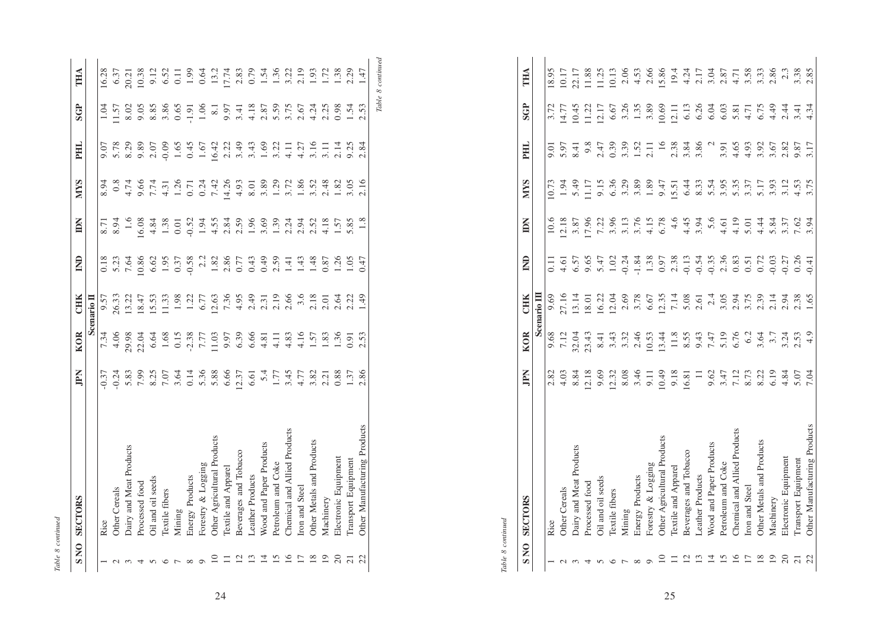*Table 8 continued*

| S NO | SECTORS | JPN | KOR | CHK | IND | IDN | MYS | PHL | SGP | THA |
|---|---|---|---|---|---|---|---|---|---|---|
| | | | | Scenario II | | | | | | |
| 1 | Rice | -0.37 | 7.34 | 9.57 | 0.18 | 8.71 | 8.94 | 9.07 | 1.04 | 16.28 |
| 2 | Other Cereals | -0.24 | 4.06 | 26.33 | 5.23 | 8.94 | 0.8 | 5.78 | 11.57 | 6.37 |
| 3 | Dairy and Meat Products | 5.83 | 29.98 | 13.22 | 7.64 | 1.6 | 4.74 | 8.29 | 8.02 | 20.21 |
| 4 | Processed food | 7.99 | 22.04 | 18.47 | 10.86 | 16.08 | 9.66 | 9.89 | 9.05 | 10.38 |
| 5 | Oil and oil seeds | 8.25 | 6.64 | 15.53 | 6.62 | 4.84 | 7.74 | 2.07 | 8.85 | 9.12 |
| 6 | Textile fibers | 7.07 | 1.68 | 11.33 | 1.95 | 1.38 | 4.31 | -0.09 | 3.86 | 6.52 |
| 7 | Mining | 3.64 | 0.15 | 1.98 | 0.37 | 0.01 | 1.26 | 1.65 | 0.65 | 0.11 |
| 8 | Energy Products | 0.14 | -2.38 | 1.22 | -0.58 | -0.52 | 0.71 | 0.45 | -1.91 | 1.99 |
| 9 | Forestry & Logging | 5.36 | 7.77 | 6.77 | 2.2 | 1.94 | 0.24 | 1.67 | 1.06 | 0.64 |
| 10 | Other Agricultural Products | 5.88 | 11.03 | 12.63 | 1.82 | 4.55 | 7.42 | 16.42 | 8.1 | 13.2 |
| 11 | Textile and Apparel | 6.66 | 9.97 | 7.36 | 2.86 | 2.84 | 14.26 | 2.22 | 9.97 | 17.74 |
| 12 | Beverages and Tobacco | 12.37 | 6.39 | 4.95 | 0.77 | 2.59 | 4.93 | 3.49 | 3.41 | 2.83 |
| 13 | Leather Products | 6.61 | 6.66 | 2.49 | 0.43 | 1.96 | 8.01 | 3.43 | 4.18 | 0.79 |
| 14 | Wood and Paper Products | 5.4 | 4.81 | 2.31 | 0.49 | 3.69 | 3.89 | 1.69 | 2.87 | 1.54 |
| 15 | Petroleum and Coke | 1.77 | 4.11 | 2.19 | 2.59 | 1.39 | 1.29 | 3.22 | 5.59 | 1.36 |
| 16 | Chemical and Allied Products | 3.45 | 4.83 | 2.66 | 1.41 | 2.24 | 3.72 | 4.11 | 3.75 | 3.22 |
| 17 | Iron and Steel | 4.77 | 4.16 | 3.6 | 1.43 | 2.94 | 1.86 | 4.27 | 2.67 | 2.19 |
| 18 | Other Metals and Products | 3.82 | 1.57 | 2.18 | 1.48 | 2.52 | 3.52 | 3.16 | 4.24 | 1.93 |
| 19 | Machinery | 2.21 | 1.83 | 2.01 | 0.87 | 4.18 | 2.48 | 3.11 | 2.25 | 1.72 |
| 20 | Electronic Equipment | 0.88 | 1.36 | 2.64 | 1.26 | 1.57 | 1.82 | 2.14 | 0.98 | 1.38 |
| 21 | Transport Equipment | 1.37 | 0.91 | 2.22 | 1.05 | 5.85 | 3.05 | 9.25 | 1.54 | 2.29 |
| 22 | Other Manufacturing Products | 2.86 | 2.53 | 1.49 | 0.47 | 1.8 | 2.16 | 2.84 | 2.53 | 1.47 |

*Table 8 continued*

*Table 8 continued*

| S NO | SECTORS | JPN | KOR | CHK | IND | IDN | MYS | PHL | SGP | THA |
|---|---|---|---|---|---|---|---|---|---|---|
| | | | | Scenario III | | | | | | |
| 1 | Rice | 2.82 | 9.68 | 9.69 | 0.11 | 10.6 | 10.73 | 9.01 | 3.72 | 18.95 |
| 2 | Other Cereals | 4.03 | 7.12 | 27.16 | 4.61 | 12.18 | 1.94 | 5.97 | 14.77 | 10.17 |
| 3 | Dairy and Meat Products | 8.84 | 32.04 | 13.14 | 6.57 | 3.87 | 5.49 | 8.41 | 10.45 | 22.17 |
| 4 | Processed food | 12.18 | 23.43 | 18.01 | 9.65 | 17.96 | 11.17 | 9.8 | 11.22 | 11.88 |
| 5 | Oil and oil seeds | 9.69 | 8.41 | 16.22 | 5.47 | 7.22 | 9.15 | 2.47 | 12.17 | 11.25 |
| 6 | Textile fibers | 12.32 | 3.43 | 12.04 | 1.02 | 3.96 | 6.36 | 0.39 | 6.67 | 10.13 |
| 7 | Mining | 8.08 | 3.32 | 2.69 | -0.24 | 3.13 | 3.29 | 3.39 | 3.26 | 2.06 |
| 8 | Energy Products | 3.46 | 2.46 | 3.78 | -1.84 | 3.76 | 3.89 | 1.52 | 1.35 | 4.53 |
| 9 | Forestry & Logging | 9.11 | 10.53 | 6.67 | 1.38 | 4.15 | 1.89 | 2.11 | 3.89 | 2.66 |
| 10 | Other Agricultural Products | 10.49 | 13.44 | 12.35 | 0.97 | 6.78 | 9.47 | 16 | 10.69 | 15.86 |
| 11 | Textile and Apparel | 9.18 | 11.8 | 7.14 | 2.38 | 4.6 | 15.51 | 2.38 | 12.11 | 19.4 |
| 12 | Beverages and Tobacco | 16.81 | 8.55 | 5.08 | -0.13 | 4.45 | 6.44 | 3.84 | 6.13 | 4.24 |
| 13 | Leather Products | 11 | 9.43 | 2.61 | -0.54 | 3.94 | 8.33 | 3.86 | 6.26 | 2.17 |
| 14 | Wood and Paper Products | 9.62 | 7.47 | 2.4 | -0.35 | 5.6 | 5.54 | 2 | 6.04 | 3.04 |
| 15 | Petroleum and Coke | 3.47 | 5.19 | 3.05 | 2.36 | 4.61 | 3.95 | 3.91 | 6.03 | 2.87 |
| 16 | Chemical and Allied Products | 7.12 | 6.76 | 2.94 | 0.83 | 4.19 | 5.35 | 4.65 | 5.81 | 4.71 |
| 17 | Iron and Steel | 8.73 | 6.2 | 3.75 | 0.51 | 5.01 | 3.37 | 4.93 | 4.71 | 3.58 |
| 18 | Other Metals and Products | 8.22 | 3.64 | 2.39 | 0.72 | 4.44 | 5.17 | 3.92 | 6.75 | 3.33 |
| 19 | Machinery | 6.19 | 3.7 | 2.14 | -0.03 | 5.84 | 3.93 | 3.67 | 4.49 | 2.86 |
| 20 | Electronic Equipment | 4.84 | 3.24 | 2.94 | -0.27 | 3.37 | 3.12 | 2.82 | 2.44 | 2.3 |
| 21 | Transport Equipment | 5.07 | 2.53 | 2.38 | 0.26 | 7.62 | 4.53 | 9.87 | 3.41 | 3.38 |
| 22 | Other Manufacturing Products | 7.04 | 4.9 | 1.65 | -0.41 | 3.94 | 3.75 | 3.17 | 4.34 | 2.85 |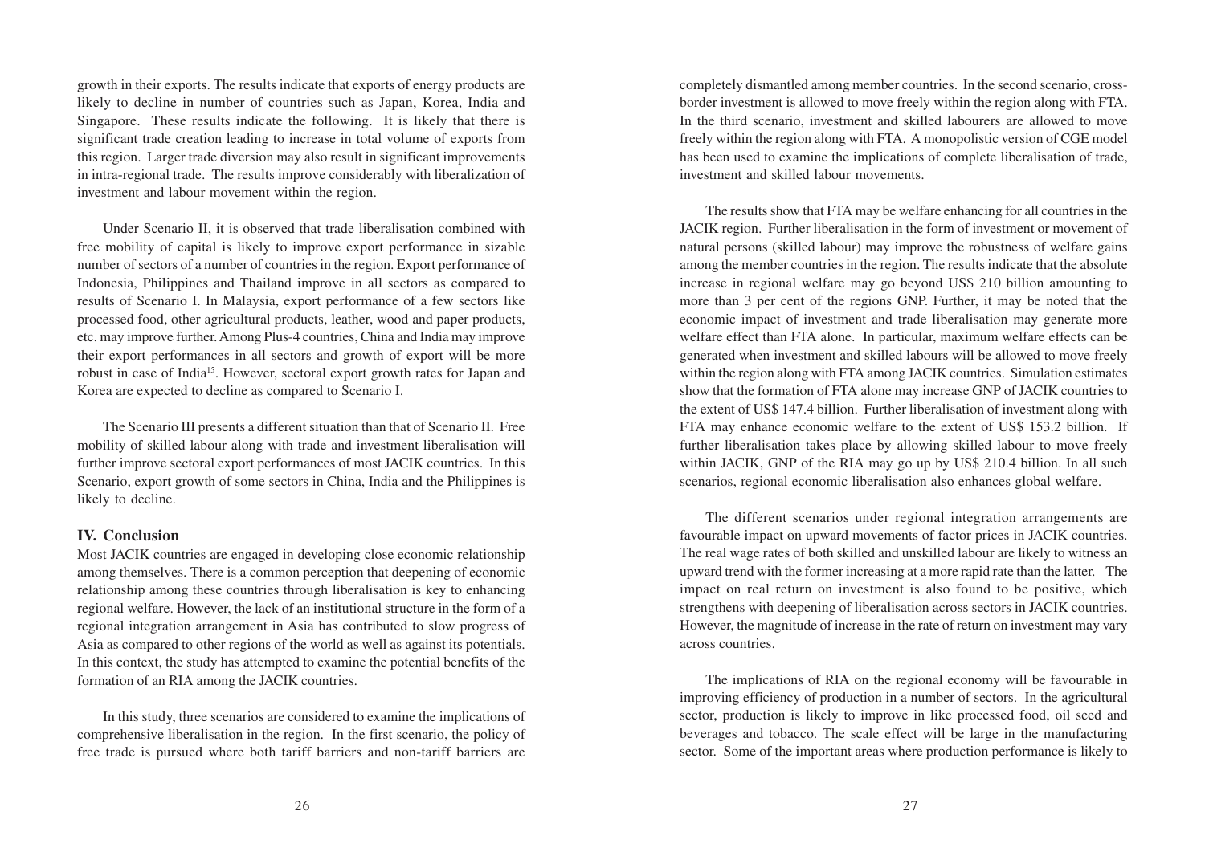growth in their exports. The results indicate that exports of energy products are likely to decline in number of countries such as Japan, Korea, India and Singapore. These results indicate the following. It is likely that there is significant trade creation leading to increase in total volume of exports from this region. Larger trade diversion may also result in significant improvements in intra-regional trade. The results improve considerably with liberalization of investment and labour movement within the region.

Under Scenario II, it is observed that trade liberalisation combined with free mobility of capital is likely to improve export performance in sizable number of sectors of a number of countries in the region. Export performance of Indonesia, Philippines and Thailand improve in all sectors as compared to results of Scenario I. In Malaysia, export performance of a few sectors like processed food, other agricultural products, leather, wood and paper products, etc. may improve further. Among Plus-4 countries, China and India may improve their export performances in all sectors and growth of export will be more robust in case of India[15]. However, sectoral export growth rates for Japan and Korea are expected to decline as compared to Scenario I.

The Scenario III presents a different situation than that of Scenario II. Free mobility of skilled labour along with trade and investment liberalisation will further improve sectoral export performances of most JACIK countries. In this Scenario, export growth of some sectors in China, India and the Philippines is likely to decline.

## IV. Conclusion

Most JACIK countries are engaged in developing close economic relationship among themselves. There is a common perception that deepening of economic relationship among these countries through liberalisation is key to enhancing regional welfare. However, the lack of an institutional structure in the form of a regional integration arrangement in Asia has contributed to slow progress of Asia as compared to other regions of the world as well as against its potentials. In this context, the study has attempted to examine the potential benefits of the formation of an RIA among the JACIK countries.

In this study, three scenarios are considered to examine the implications of comprehensive liberalisation in the region. In the first scenario, the policy of free trade is pursued where both tariff barriers and non-tariff barriers are completely dismantled among member countries. In the second scenario, cross-border investment is allowed to move freely within the region along with FTA. In the third scenario, investment and skilled labourers are allowed to move freely within the region along with FTA. A monopolistic version of CGE model has been used to examine the implications of complete liberalisation of trade, investment and skilled labour movements.

The results show that FTA may be welfare enhancing for all countries in the JACIK region. Further liberalisation in the form of investment or movement of natural persons (skilled labour) may improve the robustness of welfare gains among the member countries in the region. The results indicate that the absolute increase in regional welfare may go beyond US$ 210 billion amounting to more than 3 per cent of the regions GNP. Further, it may be noted that the economic impact of investment and trade liberalisation may generate more welfare effect than FTA alone. In particular, maximum welfare effects can be generated when investment and skilled labours will be allowed to move freely within the region along with FTA among JACIK countries. Simulation estimates show that the formation of FTA alone may increase GNP of JACIK countries to the extent of US$ 147.4 billion. Further liberalisation of investment along with FTA may enhance economic welfare to the extent of US$ 153.2 billion. If further liberalisation takes place by allowing skilled labour to move freely within JACIK, GNP of the RIA may go up by US$ 210.4 billion. In all such scenarios, regional economic liberalisation also enhances global welfare.

The different scenarios under regional integration arrangements are favourable impact on upward movements of factor prices in JACIK countries. The real wage rates of both skilled and unskilled labour are likely to witness an upward trend with the former increasing at a more rapid rate than the latter. The impact on real return on investment is also found to be positive, which strengthens with deepening of liberalisation across sectors in JACIK countries. However, the magnitude of increase in the rate of return on investment may vary across countries.

The implications of RIA on the regional economy will be favourable in improving efficiency of production in a number of sectors. In the agricultural sector, production is likely to improve in like processed food, oil seed and beverages and tobacco. The scale effect will be large in the manufacturing sector. Some of the important areas where production performance is likely to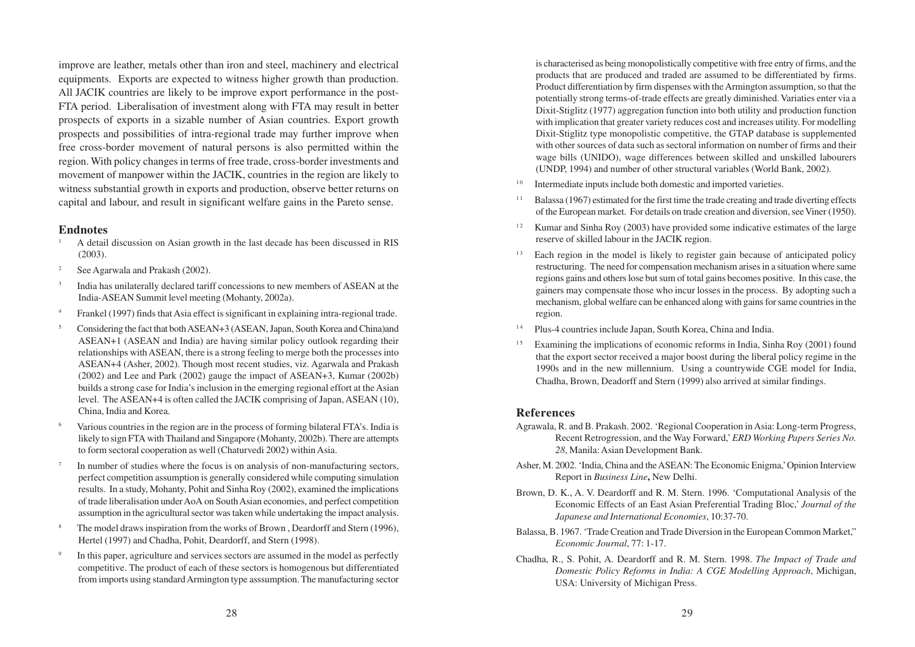improve are leather, metals other than iron and steel, machinery and electrical equipments. Exports are expected to witness higher growth than production. All JACIK countries are likely to be improve export performance in the post-FTA period. Liberalisation of investment along with FTA may result in better prospects of exports in a sizable number of Asian countries. Export growth prospects and possibilities of intra-regional trade may further improve when free cross-border movement of natural persons is also permitted within the region. With policy changes in terms of free trade, cross-border investments and movement of manpower within the JACIK, countries in the region are likely to witness substantial growth in exports and production, observe better returns on capital and labour, and result in significant welfare gains in the Pareto sense.

## Endnotes

1. A detail discussion on Asian growth in the last decade has been discussed in RIS (2003).
2. See Agarwala and Prakash (2002).
3. India has unilaterally declared tariff concessions to new members of ASEAN at the India-ASEAN Summit level meeting (Mohanty, 2002a).
4. Frankel (1997) finds that Asia effect is significant in explaining intra-regional trade.
5. Considering the fact that both ASEAN+3 (ASEAN, Japan, South Korea and China)and ASEAN+1 (ASEAN and India) are having similar policy outlook regarding their relationships with ASEAN, there is a strong feeling to merge both the processes into ASEAN+4 (Asher, 2002). Though most recent studies, viz. Agarwala and Prakash (2002) and Lee and Park (2002) gauge the impact of ASEAN+3, Kumar (2002b) builds a strong case for India's inclusion in the emerging regional effort at the Asian level. The ASEAN+4 is often called the JACIK comprising of Japan, ASEAN (10), China, India and Korea.
6. Various countries in the region are in the process of forming bilateral FTA's. India is likely to sign FTA with Thailand and Singapore (Mohanty, 2002b). There are attempts to form sectoral cooperation as well (Chaturvedi 2002) within Asia.
7. In number of studies where the focus is on analysis of non-manufacturing sectors, perfect competition assumption is generally considered while computing simulation results. In a study, Mohanty, Pohit and Sinha Roy (2002), examined the implications of trade liberalisation under AoA on South Asian economies, and perfect competition assumption in the agricultural sector was taken while undertaking the impact analysis.
8. The model draws inspiration from the works of Brown , Deardorff and Stern (1996), Hertel (1997) and Chadha, Pohit, Deardorff, and Stern (1998).
9. In this paper, agriculture and services sectors are assumed in the model as perfectly competitive. The product of each of these sectors is homogenous but differentiated from imports using standard Armington type asssumption. The manufacturing sector is characterised as being monopolistically competitive with free entry of firms, and the products that are produced and traded are assumed to be differentiated by firms. Product differentiation by firm dispenses with the Armington assumption, so that the potentially strong terms-of-trade effects are greatly diminished. Variaties enter via a Dixit-Stiglitz (1977) aggregation function into both utility and production function with implication that greater variety reduces cost and increases utility. For modelling Dixit-Stiglitz type monopolistic competitive, the GTAP database is supplemented with other sources of data such as sectoral information on number of firms and their wage bills (UNIDO), wage differences between skilled and unskilled labourers (UNDP, 1994) and number of other structural variables (World Bank, 2002).
10. Intermediate inputs include both domestic and imported varieties.
11. Balassa (1967) estimated for the first time the trade creating and trade diverting effects of the European market. For details on trade creation and diversion, see Viner (1950).
12. Kumar and Sinha Roy (2003) have provided some indicative estimates of the large reserve of skilled labour in the JACIK region.
13. Each region in the model is likely to register gain because of anticipated policy restructuring. The need for compensation mechanism arises in a situation where same regions gains and others lose but sum of total gains becomes positive. In this case, the gainers may compensate those who incur losses in the process. By adopting such a mechanism, global welfare can be enhanced along with gains for same countries in the region.
14. Plus-4 countries include Japan, South Korea, China and India.
15. Examining the implications of economic reforms in India, Sinha Roy (2001) found that the export sector received a major boost during the liberal policy regime in the 1990s and in the new millennium. Using a countrywide CGE model for India, Chadha, Brown, Deadorff and Stern (1999) also arrived at similar findings.

## References

Agrawala, R. and B. Prakash. 2002. 'Regional Cooperation in Asia: Long-term Progress, Recent Retrogression, and the Way Forward,' *ERD Working Papers Series No. 28*, Manila: Asian Development Bank.

Asher, M. 2002. 'India, China and the ASEAN: The Economic Enigma,' Opinion Interview Report in *Business Line***,** New Delhi.

Brown, D. K., A. V. Deardorff and R. M. Stern. 1996. 'Computational Analysis of the Economic Effects of an East Asian Preferential Trading Bloc,' *Journal of the Japanese and International Economies*, 10:37-70.

Balassa, B. 1967. 'Trade Creation and Trade Diversion in the European Common Market," *Economic Journal*, 77: 1-17.

Chadha, R., S. Pohit, A. Deardorff and R. M. Stern. 1998. *The Impact of Trade and Domestic Policy Reforms in India: A CGE Modelling Approach*, Michigan, USA: University of Michigan Press.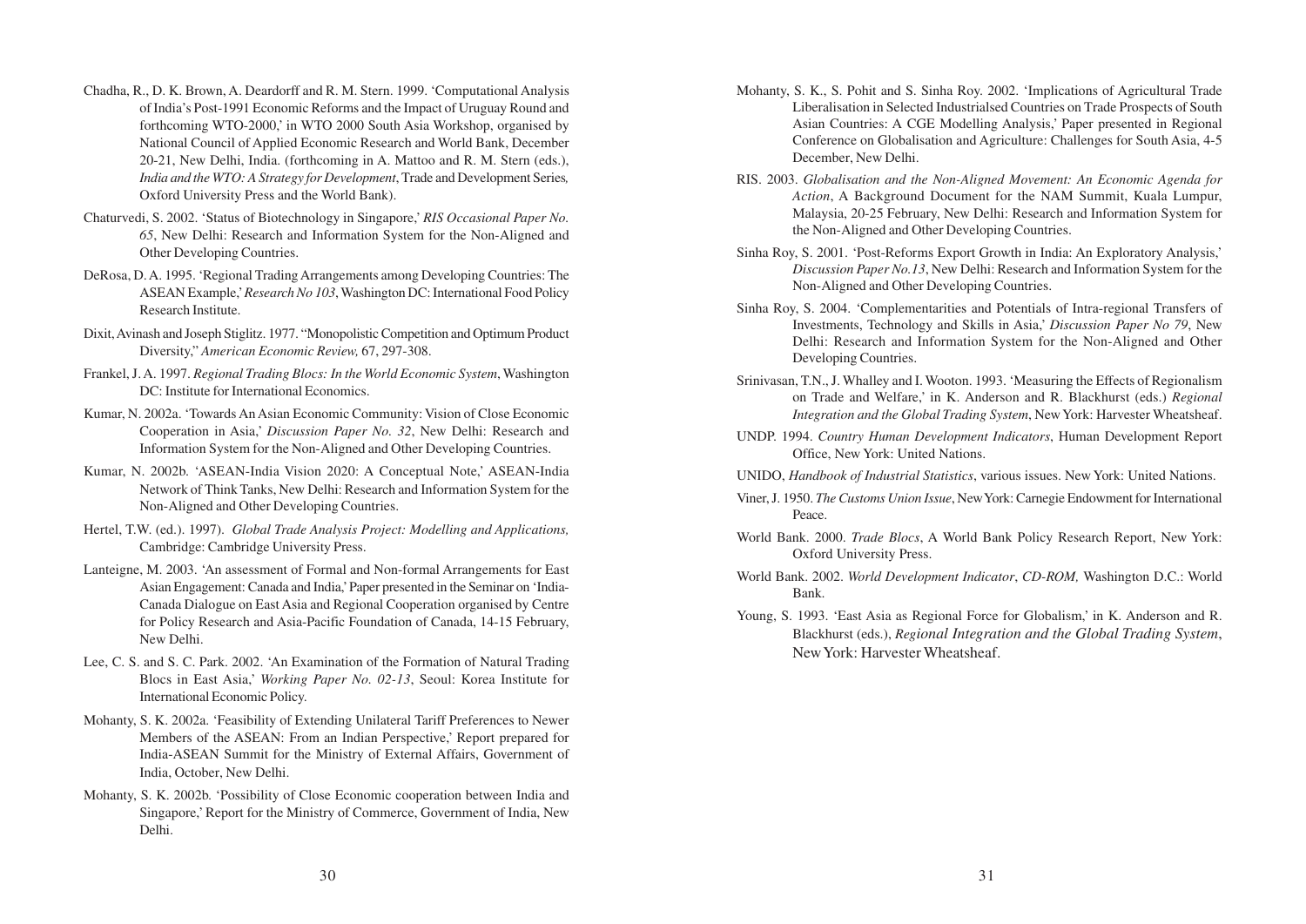Chadha, R., D. K. Brown, A. Deardorff and R. M. Stern. 1999. 'Computational Analysis of India's Post-1991 Economic Reforms and the Impact of Uruguay Round and forthcoming WTO-2000,' in WTO 2000 South Asia Workshop, organised by National Council of Applied Economic Research and World Bank, December 20-21, New Delhi, India. (forthcoming in A. Mattoo and R. M. Stern (eds.), *India and the WTO: A Strategy for Development*, Trade and Development Series*,* Oxford University Press and the World Bank).

Chaturvedi, S. 2002. 'Status of Biotechnology in Singapore,' *RIS Occasional Paper No. 65*, New Delhi: Research and Information System for the Non-Aligned and Other Developing Countries.

DeRosa, D. A. 1995. 'Regional Trading Arrangements among Developing Countries: The ASEAN Example,' *Research No 103*, Washington DC: International Food Policy Research Institute.

Dixit, Avinash and Joseph Stiglitz. 1977. "Monopolistic Competition and Optimum Product Diversity," *American Economic Review,* 67, 297-308.

Frankel, J. A. 1997. *Regional Trading Blocs: In the World Economic System*, Washington DC: Institute for International Economics.

Kumar, N. 2002a. 'Towards An Asian Economic Community: Vision of Close Economic Cooperation in Asia,' *Discussion Paper No. 32*, New Delhi: Research and Information System for the Non-Aligned and Other Developing Countries.

Kumar, N. 2002b. 'ASEAN-India Vision 2020: A Conceptual Note,' ASEAN-India Network of Think Tanks, New Delhi: Research and Information System for the Non-Aligned and Other Developing Countries.

Hertel, T.W. (ed.). 1997). *Global Trade Analysis Project: Modelling and Applications,* Cambridge: Cambridge University Press.

Lanteigne, M. 2003. 'An assessment of Formal and Non-formal Arrangements for East Asian Engagement: Canada and India,' Paper presented in the Seminar on 'India-Canada Dialogue on East Asia and Regional Cooperation organised by Centre for Policy Research and Asia-Pacific Foundation of Canada, 14-15 February, New Delhi.

Lee, C. S. and S. C. Park. 2002. 'An Examination of the Formation of Natural Trading Blocs in East Asia,' *Working Paper No. 02-13*, Seoul: Korea Institute for International Economic Policy.

Mohanty, S. K. 2002a. 'Feasibility of Extending Unilateral Tariff Preferences to Newer Members of the ASEAN: From an Indian Perspective,' Report prepared for India-ASEAN Summit for the Ministry of External Affairs, Government of India, October, New Delhi.

Mohanty, S. K. 2002b. 'Possibility of Close Economic cooperation between India and Singapore,' Report for the Ministry of Commerce, Government of India, New Delhi.

Mohanty, S. K., S. Pohit and S. Sinha Roy. 2002. 'Implications of Agricultural Trade Liberalisation in Selected Industrialsed Countries on Trade Prospects of South Asian Countries: A CGE Modelling Analysis,' Paper presented in Regional Conference on Globalisation and Agriculture: Challenges for South Asia, 4-5 December, New Delhi.

RIS. 2003. *Globalisation and the Non-Aligned Movement: An Economic Agenda for Action*, A Background Document for the NAM Summit, Kuala Lumpur, Malaysia, 20-25 February, New Delhi: Research and Information System for the Non-Aligned and Other Developing Countries.

Sinha Roy, S. 2001. 'Post-Reforms Export Growth in India: An Exploratory Analysis,' *Discussion Paper No.13*, New Delhi: Research and Information System for the Non-Aligned and Other Developing Countries.

Sinha Roy, S. 2004. 'Complementarities and Potentials of Intra-regional Transfers of Investments, Technology and Skills in Asia,' *Discussion Paper No 79*, New Delhi: Research and Information System for the Non-Aligned and Other Developing Countries.

Srinivasan, T.N., J. Whalley and I. Wooton. 1993. 'Measuring the Effects of Regionalism on Trade and Welfare,' in K. Anderson and R. Blackhurst (eds.) *Regional Integration and the Global Trading System*, New York: Harvester Wheatsheaf.

UNDP. 1994. *Country Human Development Indicators*, Human Development Report Office, New York: United Nations.

UNIDO, *Handbook of Industrial Statistics*, various issues. New York: United Nations.

Viner, J. 1950. *The Customs Union Issue*, New York: Carnegie Endowment for International Peace.

World Bank. 2000. *Trade Blocs*, A World Bank Policy Research Report, New York: Oxford University Press.

World Bank. 2002. *World Development Indicator*, *CD-ROM,* Washington D.C.: World Bank.

Young, S. 1993. 'East Asia as Regional Force for Globalism,' in K. Anderson and R. Blackhurst (eds.), *Regional Integration and the Global Trading System*, New York: Harvester Wheatsheaf.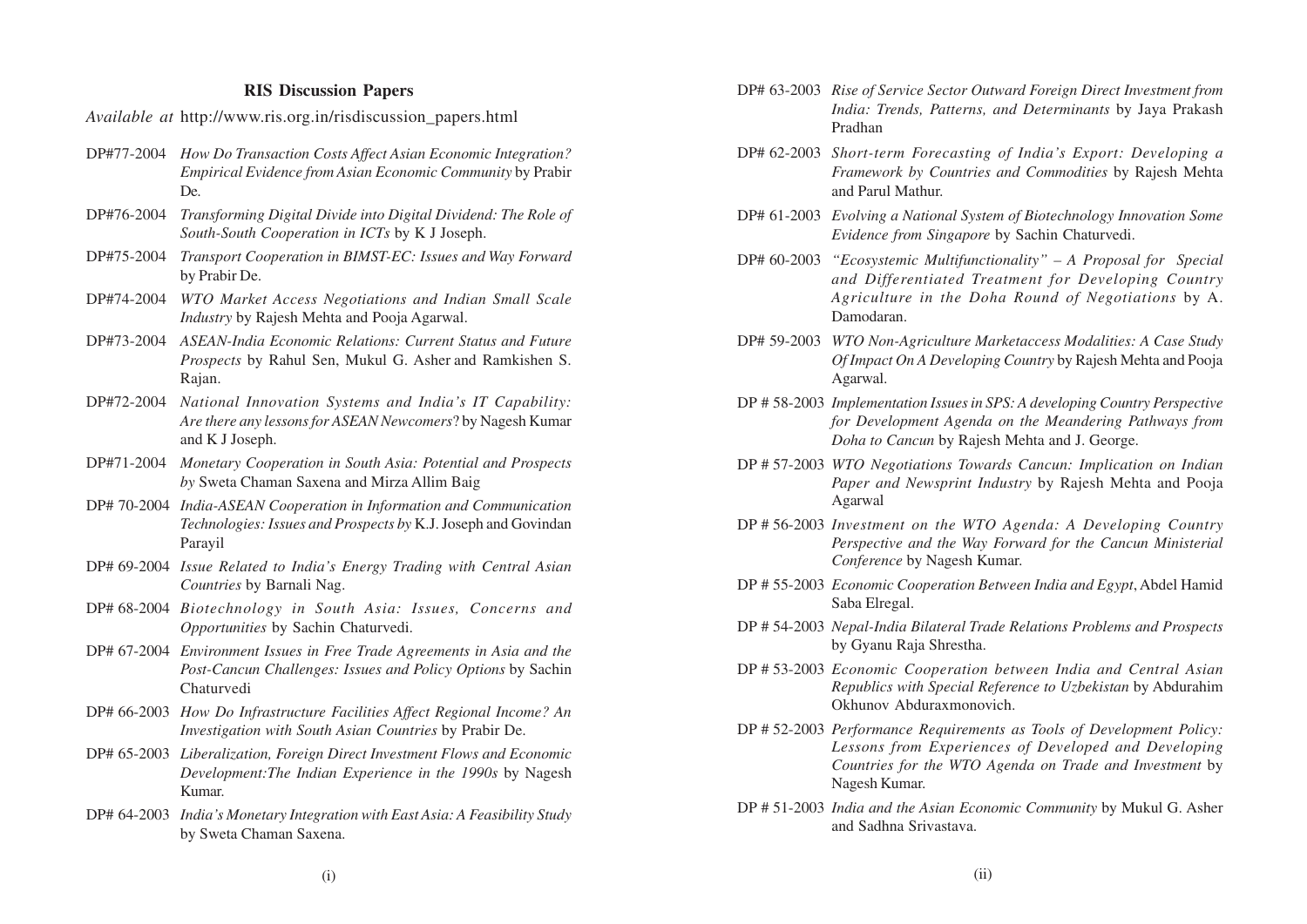## RIS Discussion Papers

*Available at* http://www.ris.org.in/risdiscussion_papers.html

DP#77-2004 *How Do Transaction Costs Affect Asian Economic Integration? Empirical Evidence from Asian Economic Community* by Prabir De.

DP#76-2004 *Transforming Digital Divide into Digital Dividend: The Role of South-South Cooperation in ICTs* by K J Joseph.

DP#75-2004 *Transport Cooperation in BIMST-EC: Issues and Way Forward* by Prabir De.

DP#74-2004 *WTO Market Access Negotiations and Indian Small Scale Industry* by Rajesh Mehta and Pooja Agarwal.

DP#73-2004 *ASEAN-India Economic Relations: Current Status and Future Prospects* by Rahul Sen, Mukul G. Asher and Ramkishen S. Rajan.

DP#72-2004 *National Innovation Systems and India's IT Capability: Are there any lessons for ASEAN Newcomers*? by Nagesh Kumar and K J Joseph.

DP#71-2004 *Monetary Cooperation in South Asia: Potential and Prospects by* Sweta Chaman Saxena and Mirza Allim Baig

DP# 70-2004 *India-ASEAN Cooperation in Information and Communication Technologies: Issues and Prospects by* K.J. Joseph and Govindan Parayil

DP# 69-2004 *Issue Related to India's Energy Trading with Central Asian Countries* by Barnali Nag.

DP# 68-2004 *Biotechnology in South Asia: Issues, Concerns and Opportunities* by Sachin Chaturvedi.

DP# 67-2004 *Environment Issues in Free Trade Agreements in Asia and the Post-Cancun Challenges: Issues and Policy Options* by Sachin Chaturvedi

DP# 66-2003 *How Do Infrastructure Facilities Affect Regional Income? An Investigation with South Asian Countries* by Prabir De.

DP# 65-2003 *Liberalization, Foreign Direct Investment Flows and Economic Development:The Indian Experience in the 1990s* by Nagesh Kumar.

DP# 64-2003 *India's Monetary Integration with East Asia: A Feasibility Study* by Sweta Chaman Saxena.

DP# 63-2003 *Rise of Service Sector Outward Foreign Direct Investment from India: Trends, Patterns, and Determinants* by Jaya Prakash Pradhan

DP# 62-2003 *Short-term Forecasting of India's Export: Developing a Framework by Countries and Commodities* by Rajesh Mehta and Parul Mathur.

DP# 61-2003 *Evolving a National System of Biotechnology Innovation Some Evidence from Singapore* by Sachin Chaturvedi.

DP# 60-2003 *"Ecosystemic Multifunctionality" – A Proposal for Special and Differentiated Treatment for Developing Country Agriculture in the Doha Round of Negotiations* by A. Damodaran.

DP# 59-2003 *WTO Non-Agriculture Marketaccess Modalities: A Case Study Of Impact On A Developing Country* by Rajesh Mehta and Pooja Agarwal.

DP # 58-2003 *Implementation Issues in SPS: A developing Country Perspective for Development Agenda on the Meandering Pathways from Doha to Cancun* by Rajesh Mehta and J. George.

DP # 57-2003 *WTO Negotiations Towards Cancun: Implication on Indian Paper and Newsprint Industry* by Rajesh Mehta and Pooja Agarwal

DP # 56-2003 *Investment on the WTO Agenda: A Developing Country Perspective and the Way Forward for the Cancun Ministerial Conference* by Nagesh Kumar.

DP # 55-2003 *Economic Cooperation Between India and Egypt*, Abdel Hamid Saba Elregal.

DP # 54-2003 *Nepal-India Bilateral Trade Relations Problems and Prospects* by Gyanu Raja Shrestha.

DP # 53-2003 *Economic Cooperation between India and Central Asian Republics with Special Reference to Uzbekistan* by Abdurahim Okhunov Abduraxmonovich.

DP # 52-2003 *Performance Requirements as Tools of Development Policy: Lessons from Experiences of Developed and Developing Countries for the WTO Agenda on Trade and Investment* by Nagesh Kumar.

DP # 51-2003 *India and the Asian Economic Community* by Mukul G. Asher and Sadhna Srivastava.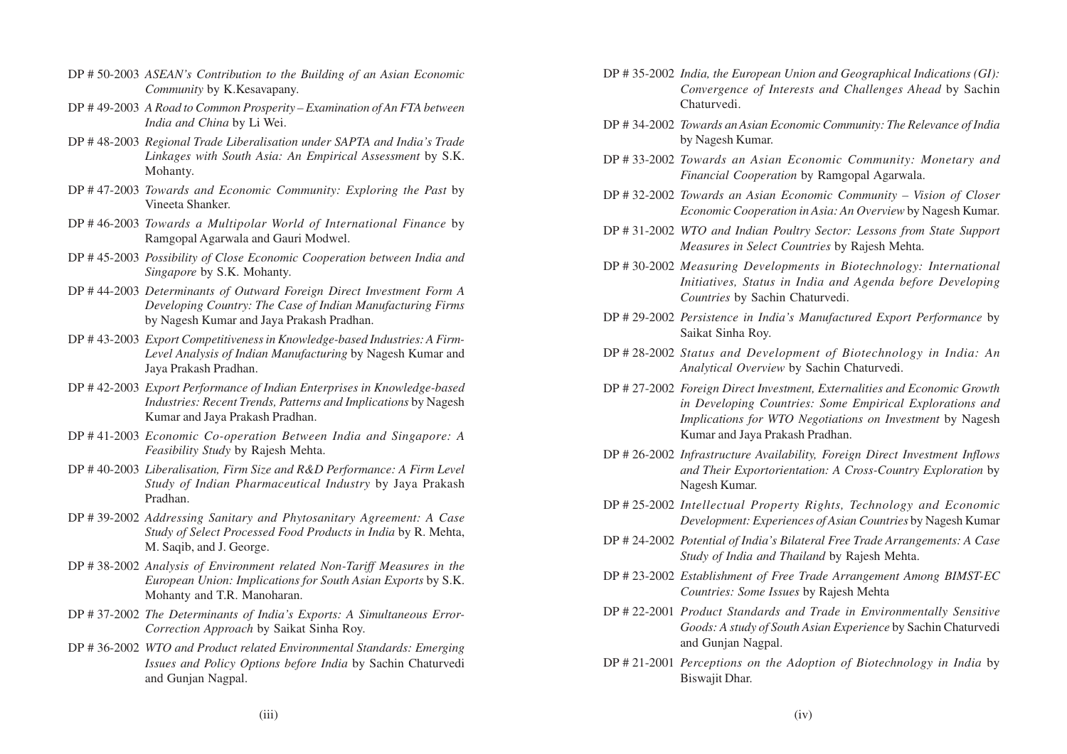DP # 50-2003 *ASEAN's Contribution to the Building of an Asian Economic Community* by K.Kesavapany.

DP # 49-2003 *A Road to Common Prosperity – Examination of An FTA between India and China* by Li Wei.

DP # 48-2003 *Regional Trade Liberalisation under SAPTA and India's Trade Linkages with South Asia: An Empirical Assessment* by S.K. Mohanty.

DP # 47-2003 *Towards and Economic Community: Exploring the Past* by Vineeta Shanker.

DP # 46-2003 *Towards a Multipolar World of International Finance* by Ramgopal Agarwala and Gauri Modwel.

DP # 45-2003 *Possibility of Close Economic Cooperation between India and Singapore* by S.K. Mohanty.

DP # 44-2003 *Determinants of Outward Foreign Direct Investment Form A Developing Country: The Case of Indian Manufacturing Firms* by Nagesh Kumar and Jaya Prakash Pradhan.

DP # 43-2003 *Export Competitiveness in Knowledge-based Industries: A Firm-Level Analysis of Indian Manufacturing* by Nagesh Kumar and Jaya Prakash Pradhan.

DP # 42-2003 *Export Performance of Indian Enterprises in Knowledge-based Industries: Recent Trends, Patterns and Implications* by Nagesh Kumar and Jaya Prakash Pradhan.

DP # 41-2003 *Economic Co-operation Between India and Singapore: A Feasibility Study* by Rajesh Mehta.

DP # 40-2003 *Liberalisation, Firm Size and R&D Performance: A Firm Level Study of Indian Pharmaceutical Industry* by Jaya Prakash Pradhan.

DP # 39-2002 *Addressing Sanitary and Phytosanitary Agreement: A Case Study of Select Processed Food Products in India* by R. Mehta, M. Saqib, and J. George.

DP # 38-2002 *Analysis of Environment related Non-Tariff Measures in the European Union: Implications for South Asian Exports* by S.K. Mohanty and T.R. Manoharan.

DP # 37-2002 *The Determinants of India's Exports: A Simultaneous Error-Correction Approach* by Saikat Sinha Roy.

DP # 36-2002 *WTO and Product related Environmental Standards: Emerging Issues and Policy Options before India* by Sachin Chaturvedi and Gunjan Nagpal.

DP # 35-2002 *India, the European Union and Geographical Indications (GI): Convergence of Interests and Challenges Ahead* by Sachin Chaturvedi.

DP # 34-2002 *Towards an Asian Economic Community: The Relevance of India* by Nagesh Kumar.

DP # 33-2002 *Towards an Asian Economic Community: Monetary and Financial Cooperation* by Ramgopal Agarwala.

DP # 32-2002 *Towards an Asian Economic Community – Vision of Closer Economic Cooperation in Asia: An Overview* by Nagesh Kumar.

DP # 31-2002 *WTO and Indian Poultry Sector: Lessons from State Support Measures in Select Countries* by Rajesh Mehta.

DP # 30-2002 *Measuring Developments in Biotechnology: International Initiatives, Status in India and Agenda before Developing Countries* by Sachin Chaturvedi.

DP # 29-2002 *Persistence in India's Manufactured Export Performance* by Saikat Sinha Roy.

DP # 28-2002 *Status and Development of Biotechnology in India: An Analytical Overview* by Sachin Chaturvedi.

DP # 27-2002 *Foreign Direct Investment, Externalities and Economic Growth in Developing Countries: Some Empirical Explorations and Implications for WTO Negotiations on Investment* by Nagesh Kumar and Jaya Prakash Pradhan.

DP # 26-2002 *Infrastructure Availability, Foreign Direct Investment Inflows and Their Exportorientation: A Cross-Country Exploration* by Nagesh Kumar.

DP # 25-2002 *Intellectual Property Rights, Technology and Economic Development: Experiences of Asian Countries* by Nagesh Kumar

DP # 24-2002 *Potential of India's Bilateral Free Trade Arrangements: A Case Study of India and Thailand* by Rajesh Mehta.

DP # 23-2002 *Establishment of Free Trade Arrangement Among BIMST-EC Countries: Some Issues* by Rajesh Mehta

DP # 22-2001 *Product Standards and Trade in Environmentally Sensitive Goods: A study of South Asian Experience* by Sachin Chaturvedi and Gunjan Nagpal.

DP # 21-2001 *Perceptions on the Adoption of Biotechnology in India* by Biswajit Dhar.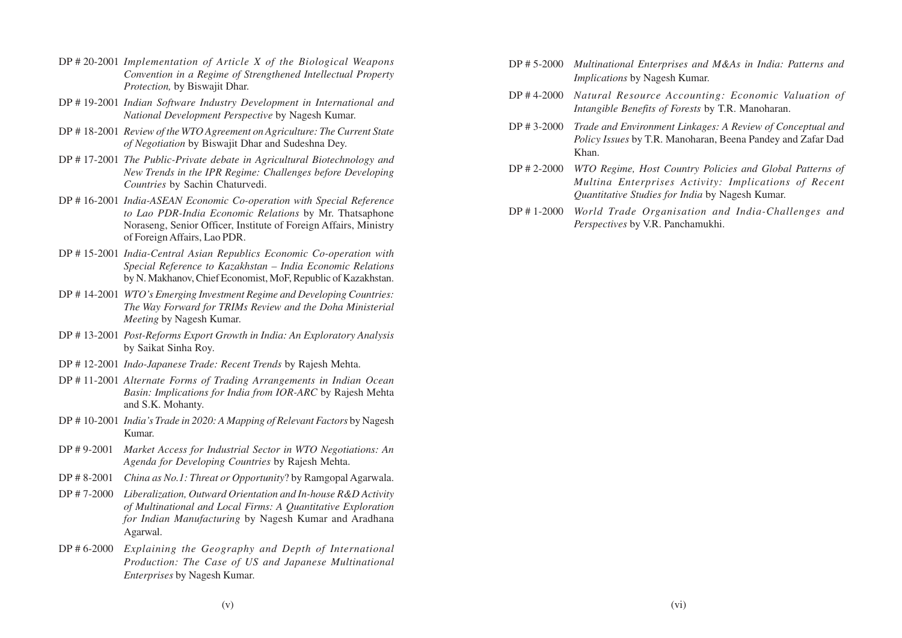DP # 20-2001 *Implementation of Article X of the Biological Weapons Convention in a Regime of Strengthened Intellectual Property Protection,* by Biswajit Dhar.

DP # 19-2001 *Indian Software Industry Development in International and National Development Perspective* by Nagesh Kumar.

DP # 18-2001 *Review of the WTO Agreement on Agriculture: The Current State of Negotiation* by Biswajit Dhar and Sudeshna Dey.

DP # 17-2001 *The Public-Private debate in Agricultural Biotechnology and New Trends in the IPR Regime: Challenges before Developing Countries* by Sachin Chaturvedi.

DP # 16-2001 *India-ASEAN Economic Co-operation with Special Reference to Lao PDR-India Economic Relations* by Mr. Thatsaphone Noraseng, Senior Officer, Institute of Foreign Affairs, Ministry of Foreign Affairs, Lao PDR.

DP # 15-2001 *India-Central Asian Republics Economic Co-operation with Special Reference to Kazakhstan – India Economic Relations* by N. Makhanov, Chief Economist, MoF, Republic of Kazakhstan.

DP # 14-2001 *WTO's Emerging Investment Regime and Developing Countries: The Way Forward for TRIMs Review and the Doha Ministerial Meeting* by Nagesh Kumar.

DP # 13-2001 *Post-Reforms Export Growth in India: An Exploratory Analysis* by Saikat Sinha Roy.

DP # 12-2001 *Indo-Japanese Trade: Recent Trends* by Rajesh Mehta.

DP # 11-2001 *Alternate Forms of Trading Arrangements in Indian Ocean Basin: Implications for India from IOR-ARC* by Rajesh Mehta and S.K. Mohanty.

DP # 10-2001 *India's Trade in 2020: A Mapping of Relevant Factors* by Nagesh Kumar.

DP # 9-2001 *Market Access for Industrial Sector in WTO Negotiations: An Agenda for Developing Countries* by Rajesh Mehta.

DP # 8-2001 *China as No.1: Threat or Opportunity*? by Ramgopal Agarwala.

DP # 7-2000 *Liberalization, Outward Orientation and In-house R&D Activity of Multinational and Local Firms: A Quantitative Exploration for Indian Manufacturing* by Nagesh Kumar and Aradhana Agarwal.

DP # 6-2000 *Explaining the Geography and Depth of International Production: The Case of US and Japanese Multinational Enterprises* by Nagesh Kumar.

DP # 5-2000 *Multinational Enterprises and M&As in India: Patterns and Implications* by Nagesh Kumar.

DP # 4-2000 *Natural Resource Accounting: Economic Valuation of Intangible Benefits of Forests* by T.R. Manoharan.

DP # 3-2000 *Trade and Environment Linkages: A Review of Conceptual and Policy Issues* by T.R. Manoharan, Beena Pandey and Zafar Dad Khan.

DP # 2-2000 *WTO Regime, Host Country Policies and Global Patterns of Multina Enterprises Activity: Implications of Recent Quantitative Studies for India* by Nagesh Kumar.

DP # 1-2000 *World Trade Organisation and India-Challenges and Perspectives* by V.R. Panchamukhi.